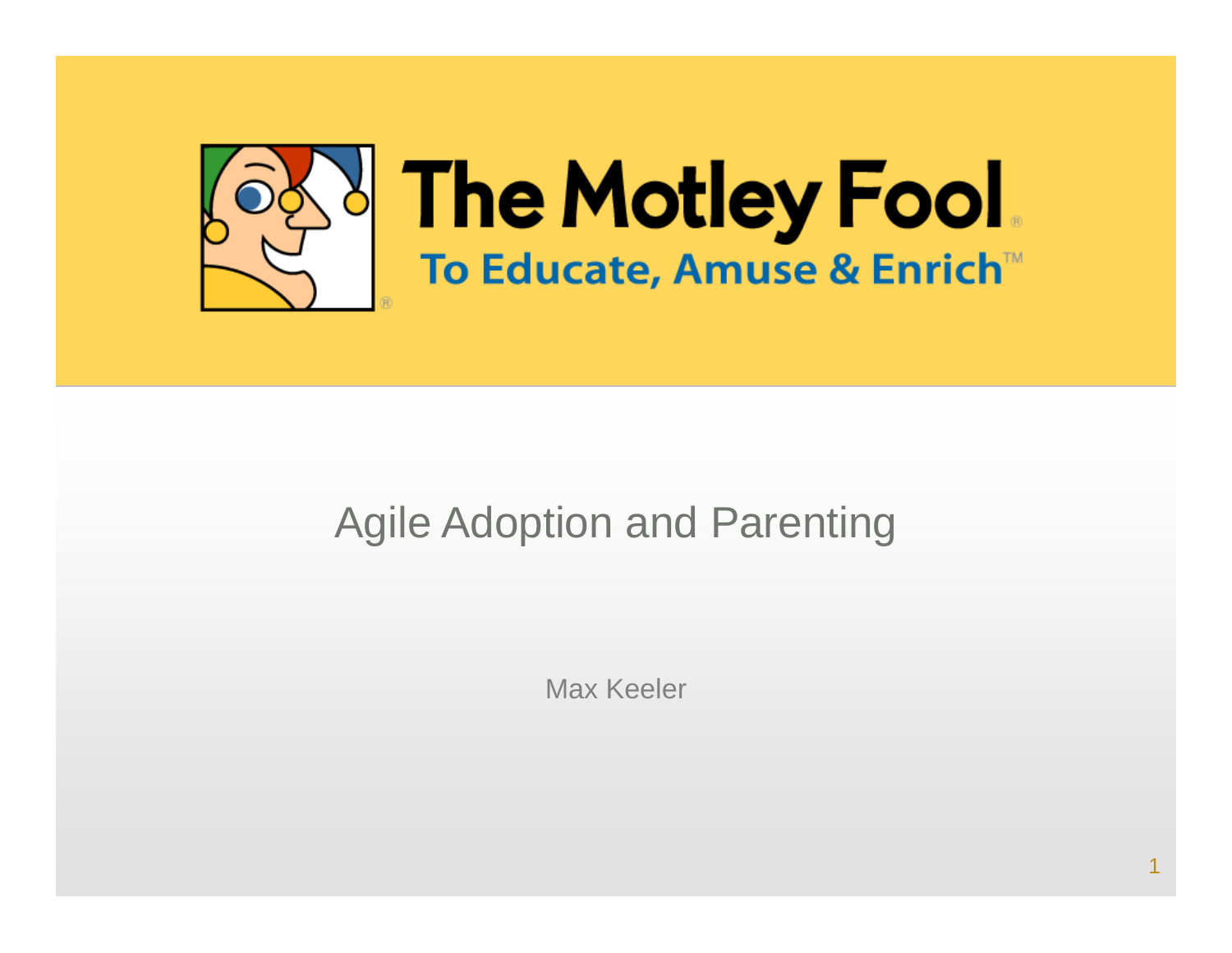The Motley Fool®

To Educate, Amuse & Enrich™

# Agile Adoption and Parenting

Max Keeler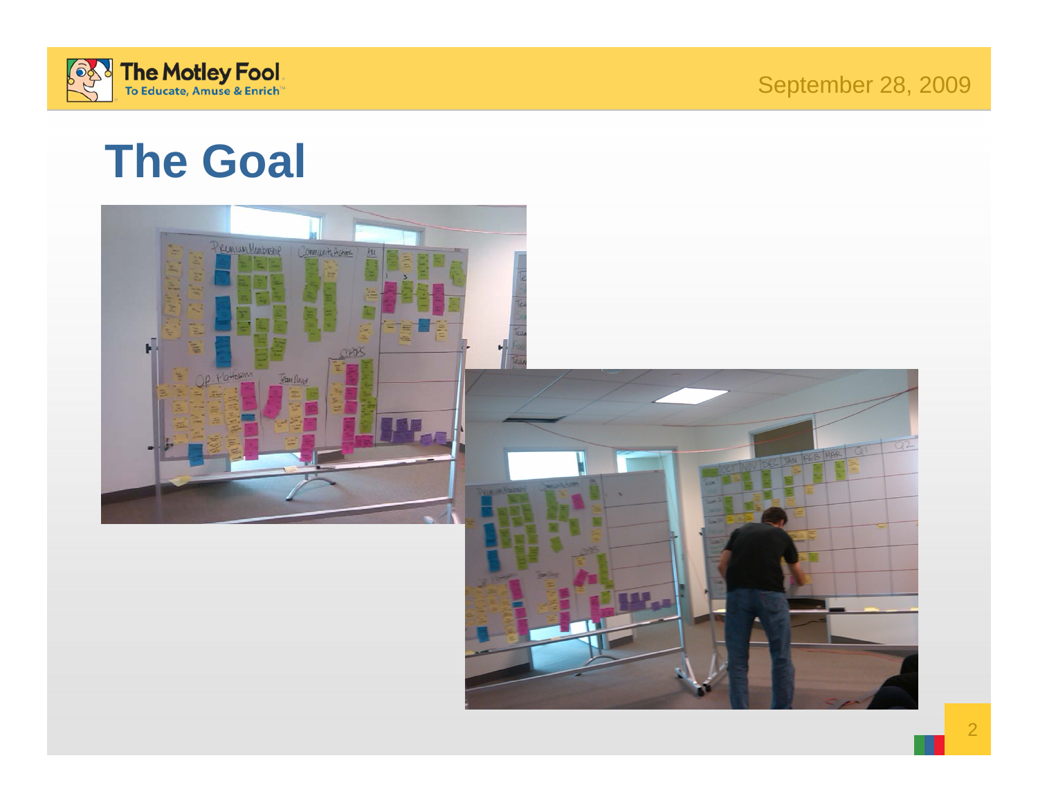# The Goal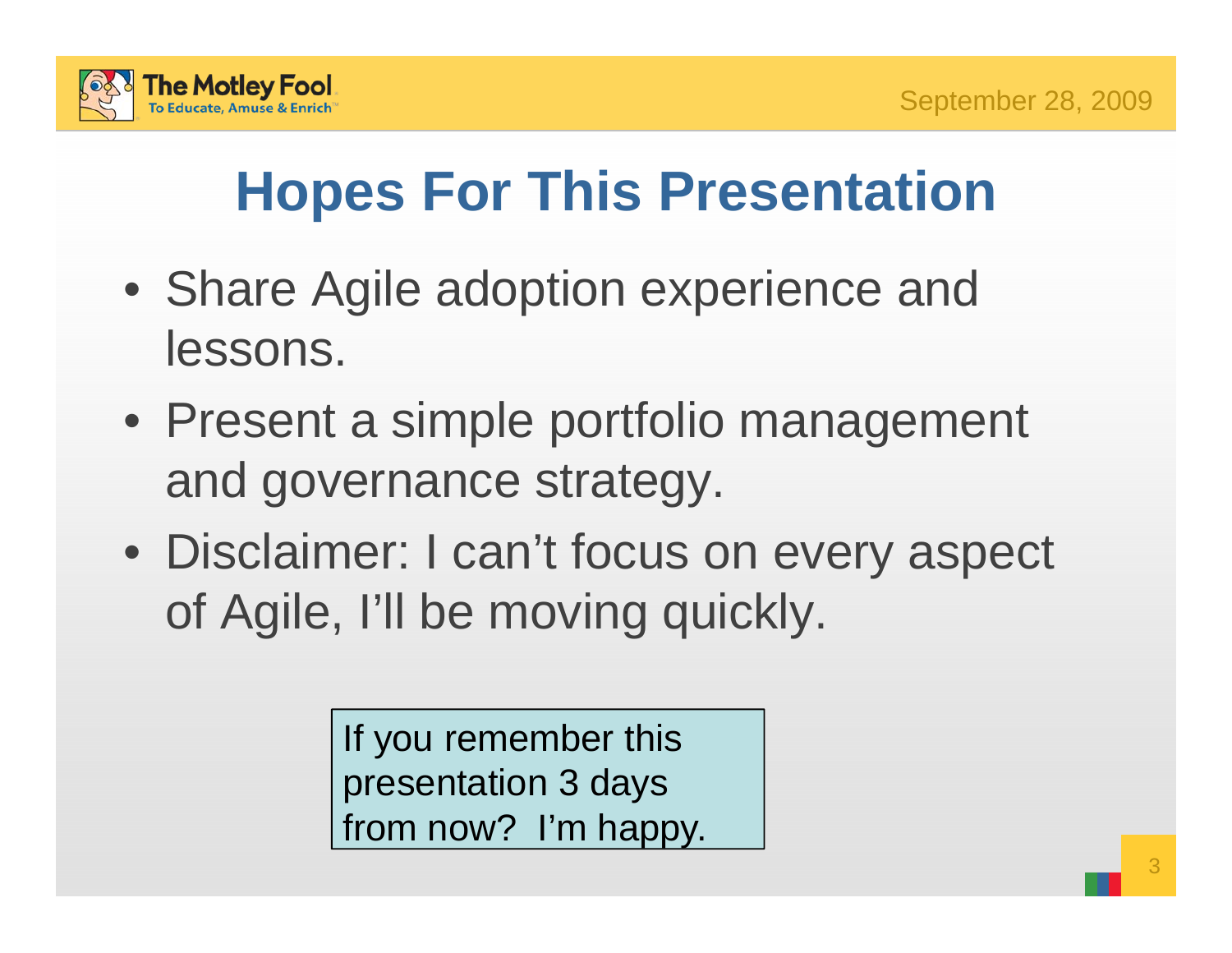# Hopes For This Presentation

- Share Agile adoption experience and lessons.
- Present a simple portfolio management and governance strategy.
- Disclaimer: I can't focus on every aspect of Agile, I'll be moving quickly.

If you remember this presentation 3 days from now? I'm happy.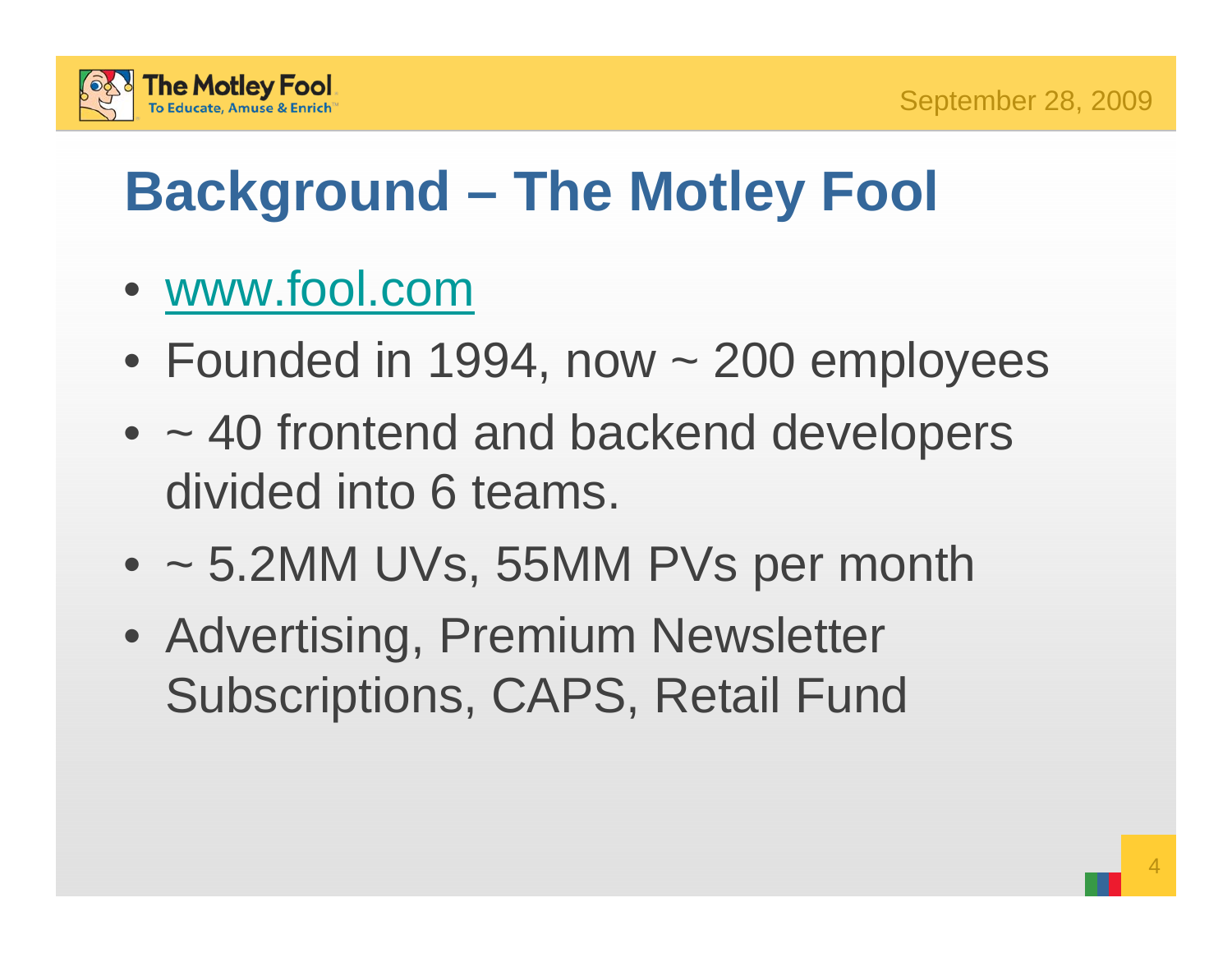# Background – The Motley Fool

- www.fool.com
- Founded in 1994, now ~ 200 employees
- ~ 40 frontend and backend developers divided into 6 teams.
- ~ 5.2MM UVs, 55MM PVs per month
- Advertising, Premium Newsletter Subscriptions, CAPS, Retail Fund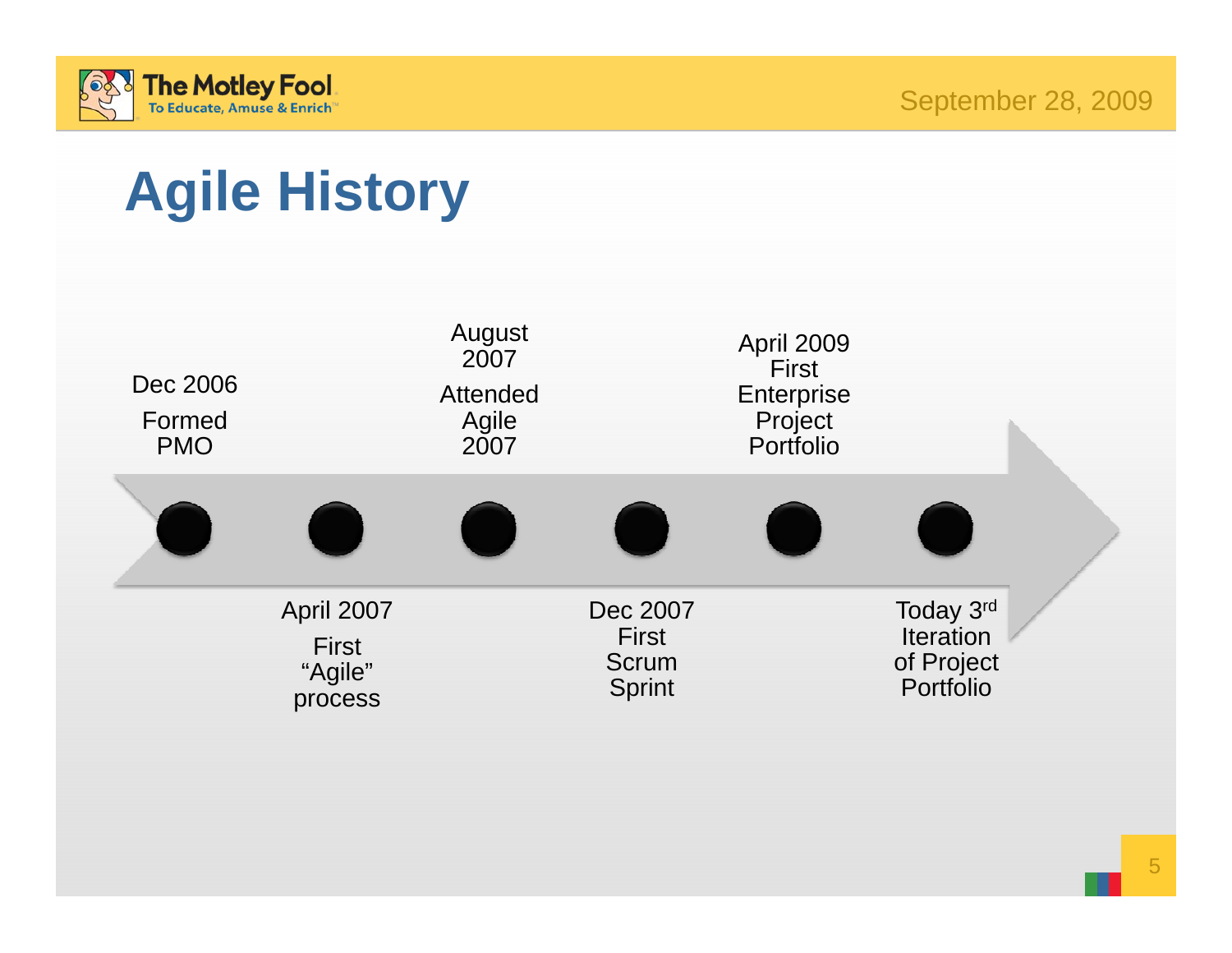# Agile History

- Dec 2006 — Formed PMO
- April 2007 — First "Agile" process
- August 2007 — Attended Agile 2007
- Dec 2007 — First Scrum Sprint
- April 2009 — First Enterprise Project Portfolio
- Today 3rd Iteration of Project Portfolio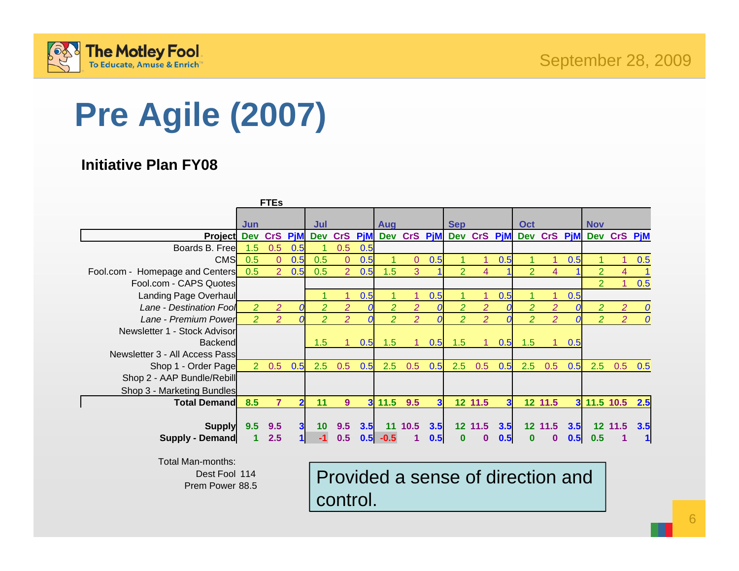# Pre Agile (2007)

**Initiative Plan FY08**

| | FTEs | | | | | | | | | | | | | | | | | |
|---|---|---|---|---|---|---|---|---|---|---|---|---|---|---|---|---|---|---|
| | Jun | | | Jul | | | Aug | | | Sep | | | Oct | | | Nov | | |
| **Project** | **Dev** | **CrS** | **PjM** | **Dev** | **CrS** | **PjM** | **Dev** | **CrS** | **PjM** | **Dev** | **CrS** | **PjM** | **Dev** | **CrS** | **PjM** | **Dev** | **CrS** | **PjM** |
| Boards B. Free | 1.5 | 0.5 | 0.5 | 1 | 0.5 | 0.5 | | | | | | | | | | | | |
| CMS | 0.5 | 0 | 0.5 | 0.5 | 0 | 0.5 | 1 | 0 | 0.5 | 1 | 1 | 0.5 | 1 | 1 | 0.5 | 1 | 1 | 0.5 |
| Fool.com - Homepage and Centers | 0.5 | 2 | 0.5 | 0.5 | 2 | 0.5 | 1.5 | 3 | 1 | 2 | 4 | 1 | 2 | 4 | 1 | 2 | 4 | 1 |
| Fool.com - CAPS Quotes | | | | | | | | | | | | | | | | 2 | 1 | 0.5 |
| Landing Page Overhaul | | | | 1 | 1 | 0.5 | 1 | 1 | 0.5 | 1 | 1 | 0.5 | 1 | 1 | 0.5 | | | |
| *Lane - Destination Fool* | *2* | *2* | *0* | *2* | *2* | *0* | *2* | *2* | *0* | *2* | *2* | *0* | *2* | *2* | *0* | *2* | *2* | *0* |
| *Lane - Premium Power* | *2* | *2* | *0* | *2* | *2* | *0* | *2* | *2* | *0* | *2* | *2* | *0* | *2* | *2* | *0* | *2* | *2* | *0* |
| Newsletter 1 - Stock Advisor Backend | | | | 1.5 | 1 | 0.5 | 1.5 | 1 | 0.5 | 1.5 | 1 | 0.5 | 1.5 | 1 | 0.5 | | | |
| Newsletter 3 - All Access Pass | | | | | | | | | | | | | | | | | | |
| Shop 1 - Order Page | 2 | 0.5 | 0.5 | 2.5 | 0.5 | 0.5 | 2.5 | 0.5 | 0.5 | 2.5 | 0.5 | 0.5 | 2.5 | 0.5 | 0.5 | 2.5 | 0.5 | 0.5 |
| Shop 2 - AAP Bundle/Rebill | | | | | | | | | | | | | | | | | | |
| Shop 3 - Marketing Bundles | | | | | | | | | | | | | | | | | | |
| **Total Demand** | **8.5** | **7** | **2** | **11** | **9** | **3** | **11.5** | **9.5** | **3** | **12** | **11.5** | **3** | **12** | **11.5** | **3** | **11.5** | **10.5** | **2.5** |
| **Supply** | **9.5** | **9.5** | **3** | **10** | **9.5** | **3.5** | **11** | **10.5** | **3.5** | **12** | **11.5** | **3.5** | **12** | **11.5** | **3.5** | **12** | **11.5** | **3.5** |
| **Supply - Demand** | **1** | **2.5** | **1** | **-1** | **0.5** | **0.5** | **-0.5** | **1** | **0.5** | **0** | **0** | **0.5** | **0** | **0** | **0.5** | **0.5** | **1** | **1** |

Total Man-months:
Dest Fool 114
Prem Power 88.5

Provided a sense of direction and control.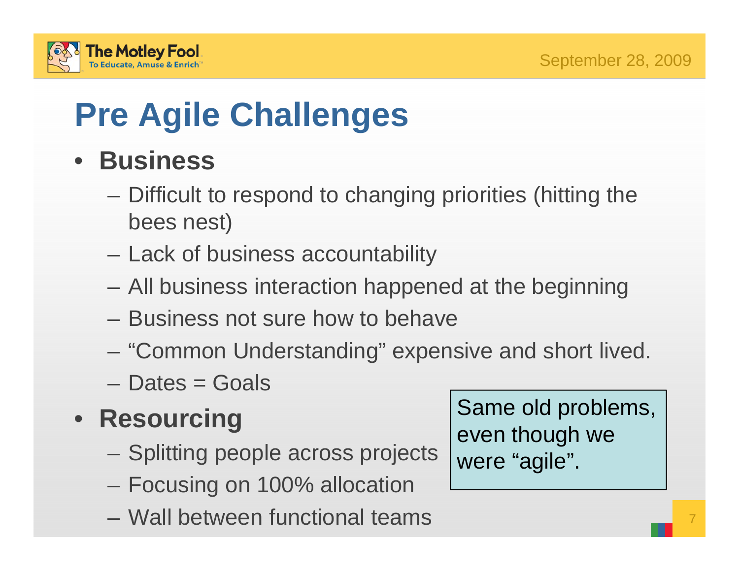# Pre Agile Challenges

- **Business**
  - Difficult to respond to changing priorities (hitting the bees nest)
  - Lack of business accountability
  - All business interaction happened at the beginning
  - Business not sure how to behave
  - "Common Understanding" expensive and short lived.
  - Dates = Goals
- **Resourcing**
  - Splitting people across projects
  - Focusing on 100% allocation
  - Wall between functional teams

Same old problems, even though we were "agile".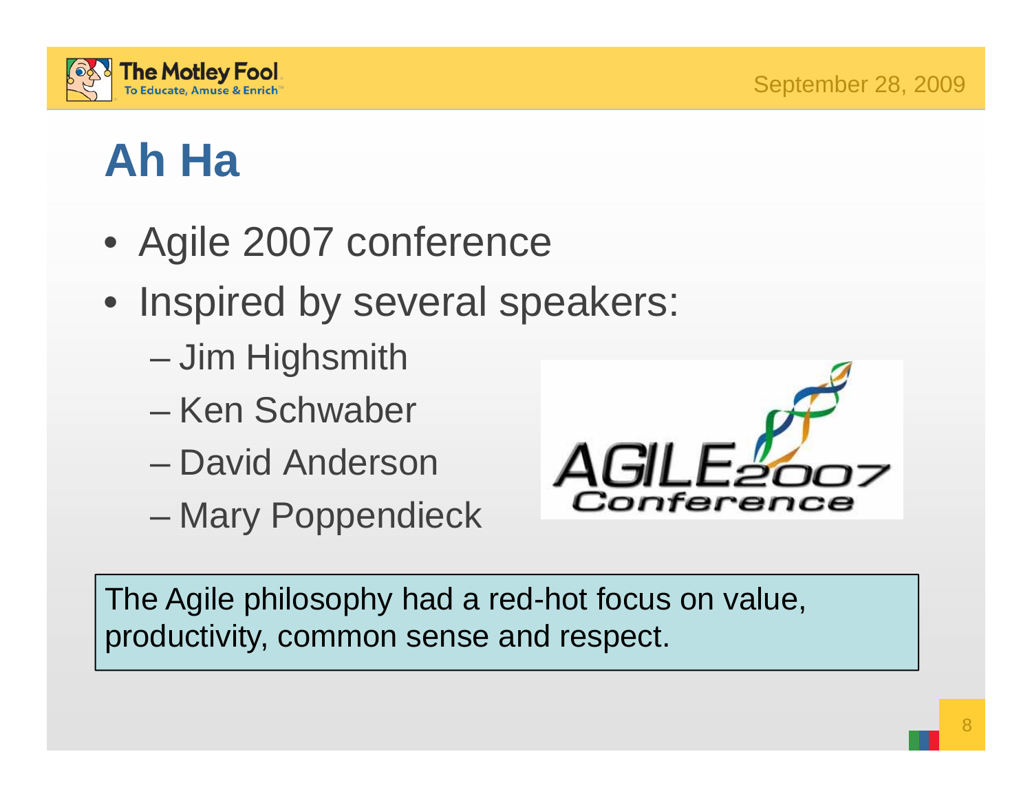# Ah Ha

- Agile 2007 conference
- Inspired by several speakers:
  - Jim Highsmith
  - Ken Schwaber
  - David Anderson
  - Mary Poppendieck

The Agile philosophy had a red-hot focus on value, productivity, common sense and respect.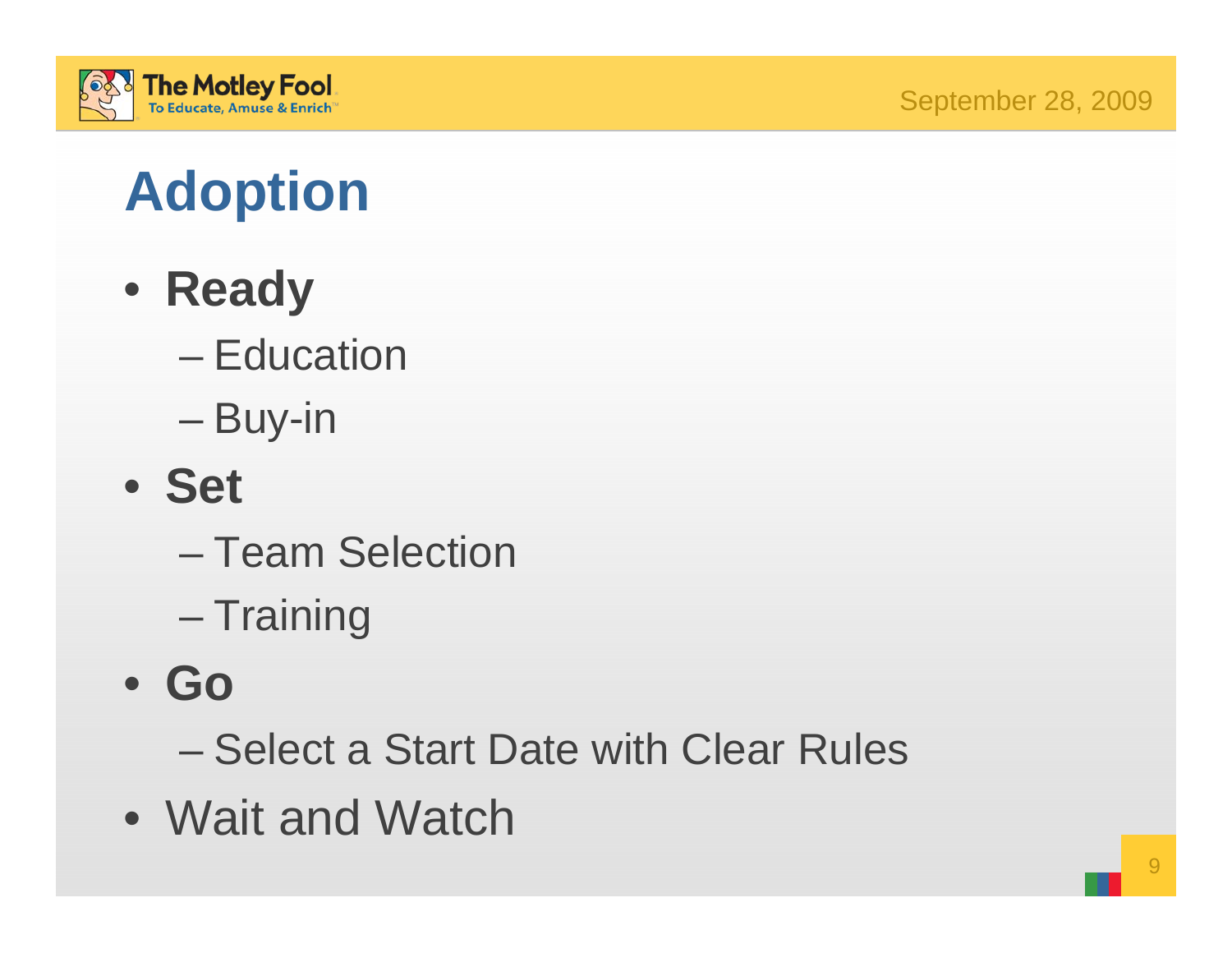# Adoption

- **Ready**
  - Education
  - Buy-in
- **Set**
  - Team Selection
  - Training
- **Go**
  - Select a Start Date with Clear Rules
- Wait and Watch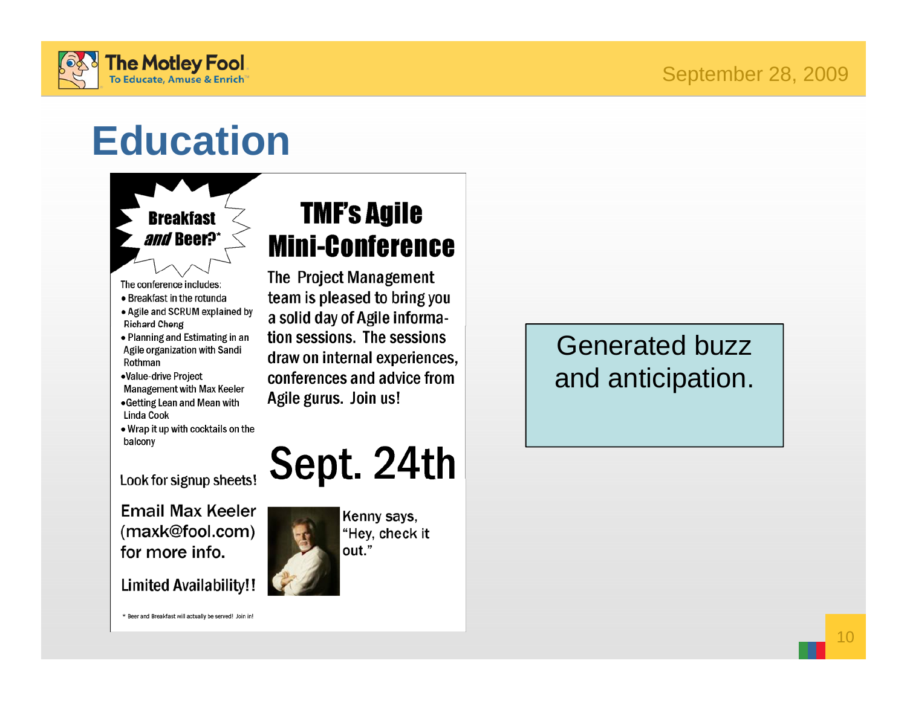# Education

**Breakfast *and* Beer?***

The conference includes:

- Breakfast in the rotunda
- Agile and SCRUM explained by Richard Cheng
- Planning and Estimating in an Agile organization with Sandi Rothman
- Value-drive Project Management with Max Keeler
- Getting Lean and Mean with Linda Cook
- Wrap it up with cocktails on the balcony

Look for signup sheets!

Email Max Keeler (maxk@fool.com) for more info.

Limited Availability!!

* Beer and Breakfast will actually be served! Join in!

## TMF's Agile Mini-Conference

The Project Management team is pleased to bring you a solid day of Agile information sessions. The sessions draw on internal experiences, conferences and advice from Agile gurus. Join us!

**Sept. 24th**

Kenny says, "Hey, check it out."

Generated buzz and anticipation.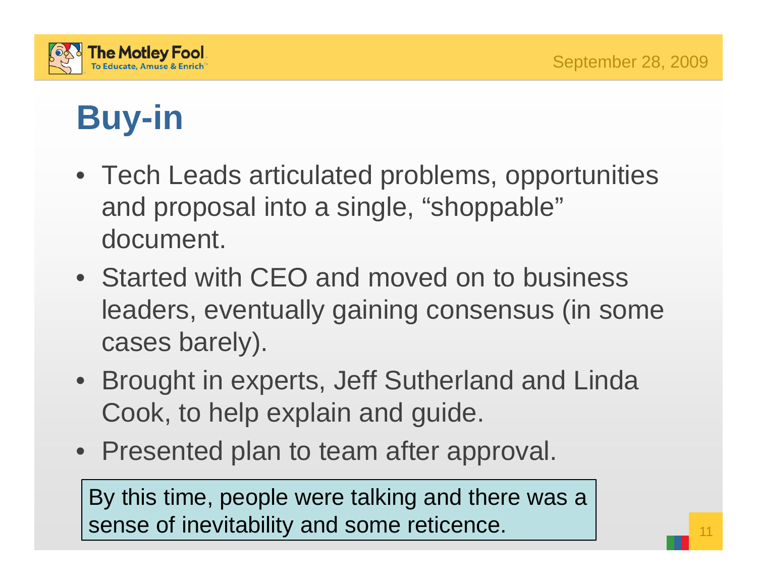# Buy-in

- Tech Leads articulated problems, opportunities and proposal into a single, “shoppable” document.
- Started with CEO and moved on to business leaders, eventually gaining consensus (in some cases barely).
- Brought in experts, Jeff Sutherland and Linda Cook, to help explain and guide.
- Presented plan to team after approval.

By this time, people were talking and there was a sense of inevitability and some reticence.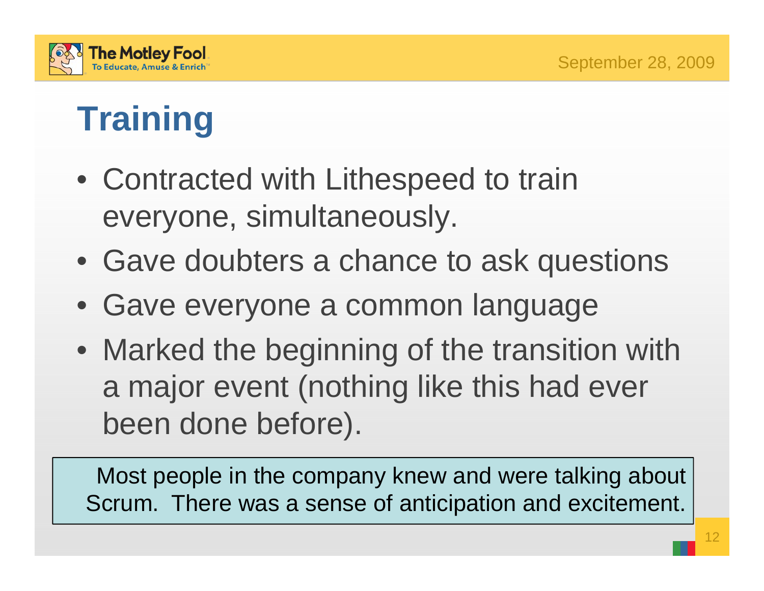# Training

- Contracted with Lithespeed to train everyone, simultaneously.
- Gave doubters a chance to ask questions
- Gave everyone a common language
- Marked the beginning of the transition with a major event (nothing like this had ever been done before).

Most people in the company knew and were talking about Scrum. There was a sense of anticipation and excitement.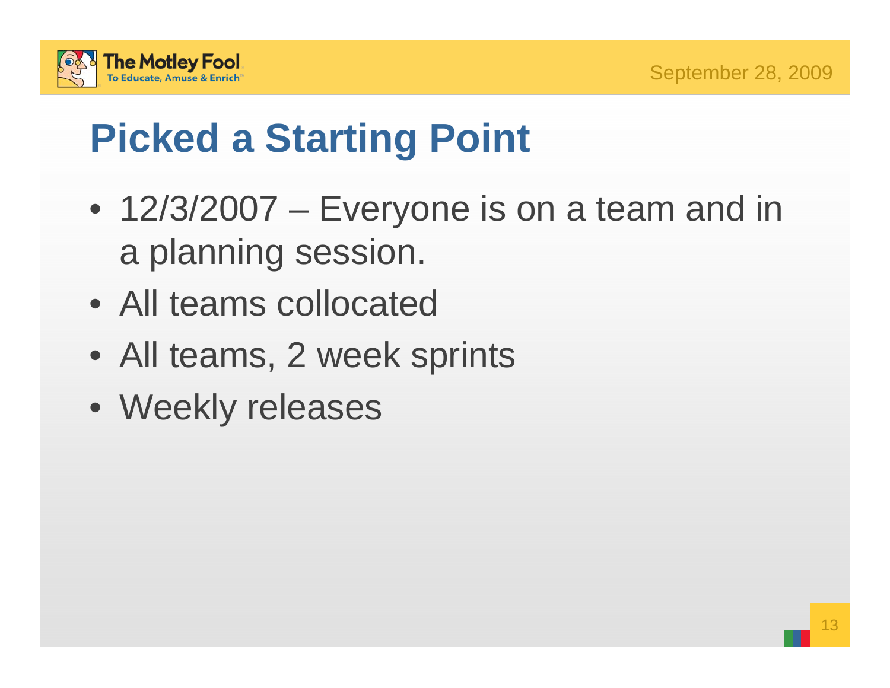# Picked a Starting Point

- 12/3/2007 – Everyone is on a team and in a planning session.
- All teams collocated
- All teams, 2 week sprints
- Weekly releases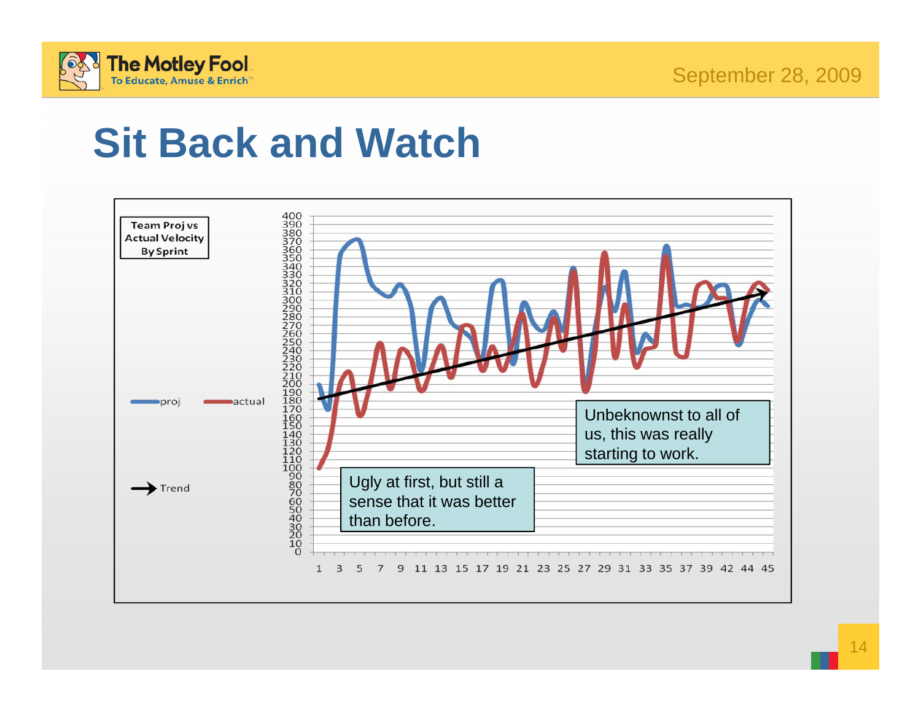# Sit Back and Watch

**Team Proj vs Actual Velocity By Sprint**

Legend: proj, actual, Trend

Y-axis: 0 to 400 (increments of 10)

X-axis: 1, 3, 5, 7, 9, 11, 13, 15, 17, 19, 21, 23, 25, 27, 29, 31, 33, 35, 37, 39, 42, 44, 45

Ugly at first, but still a sense that it was better than before.

Unbeknownst to all of us, this was really starting to work.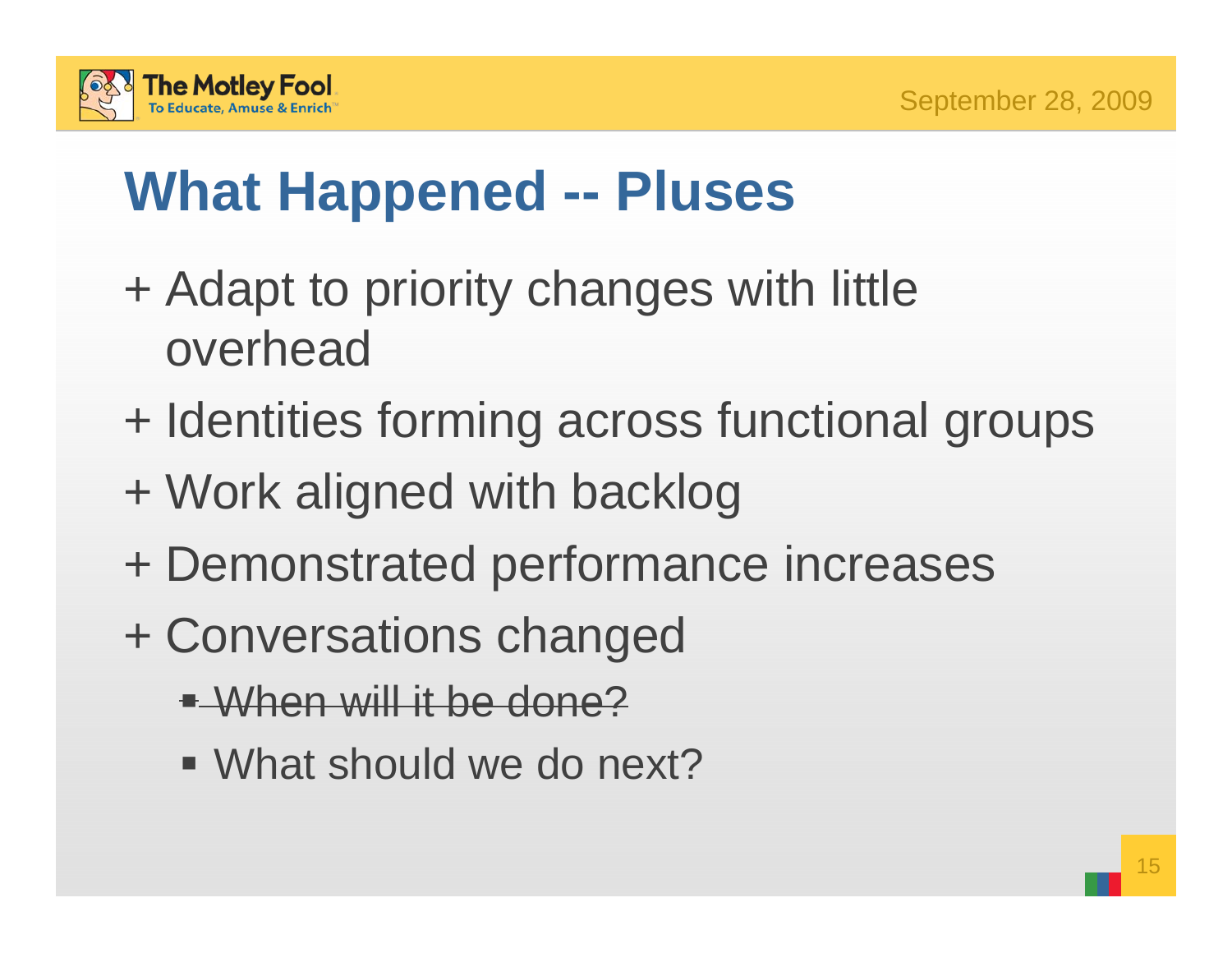# What Happened -- Pluses

- + Adapt to priority changes with little overhead
- + Identities forming across functional groups
- + Work aligned with backlog
- + Demonstrated performance increases
- + Conversations changed
  - ~~When will it be done?~~
  - What should we do next?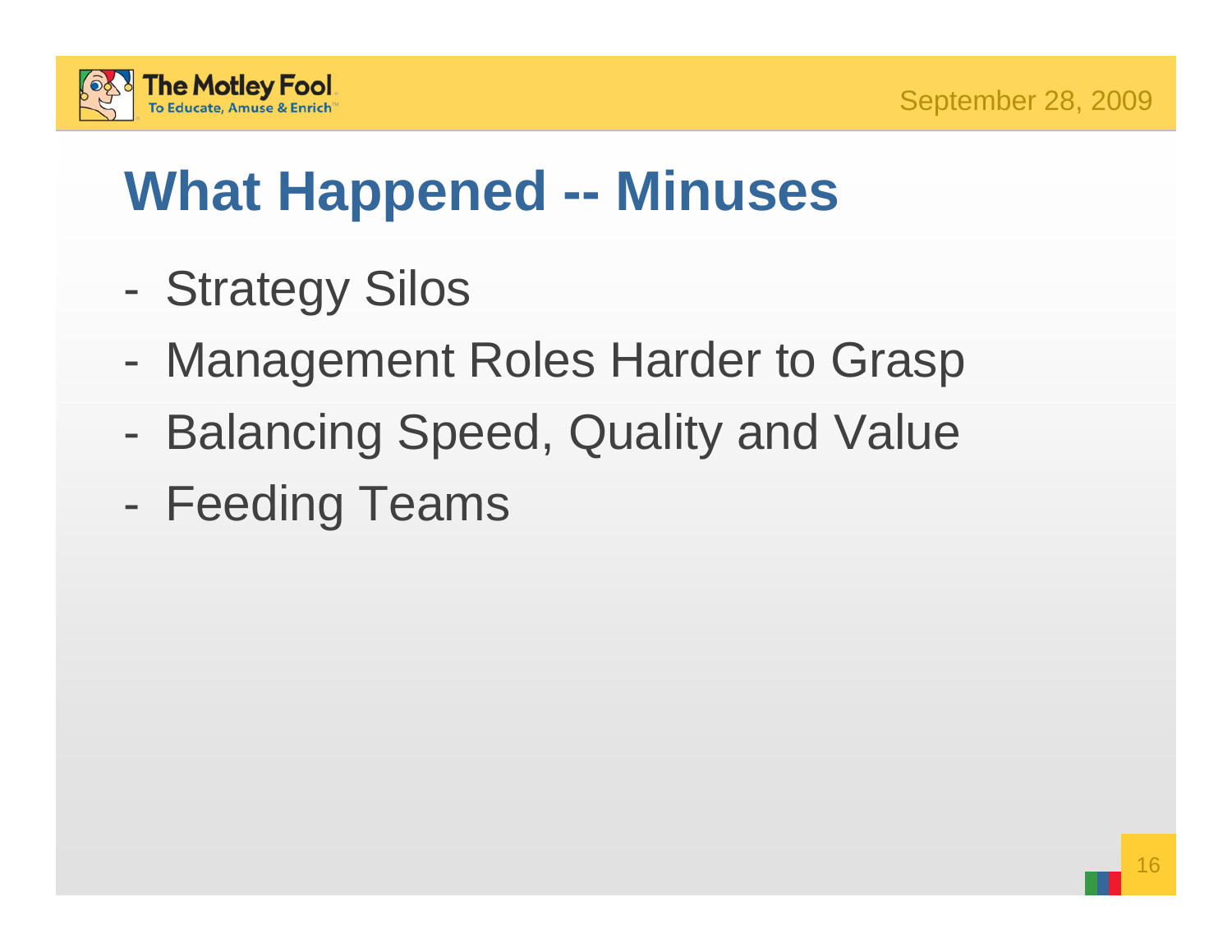# What Happened -- Minuses

- Strategy Silos
- Management Roles Harder to Grasp
- Balancing Speed, Quality and Value
- Feeding Teams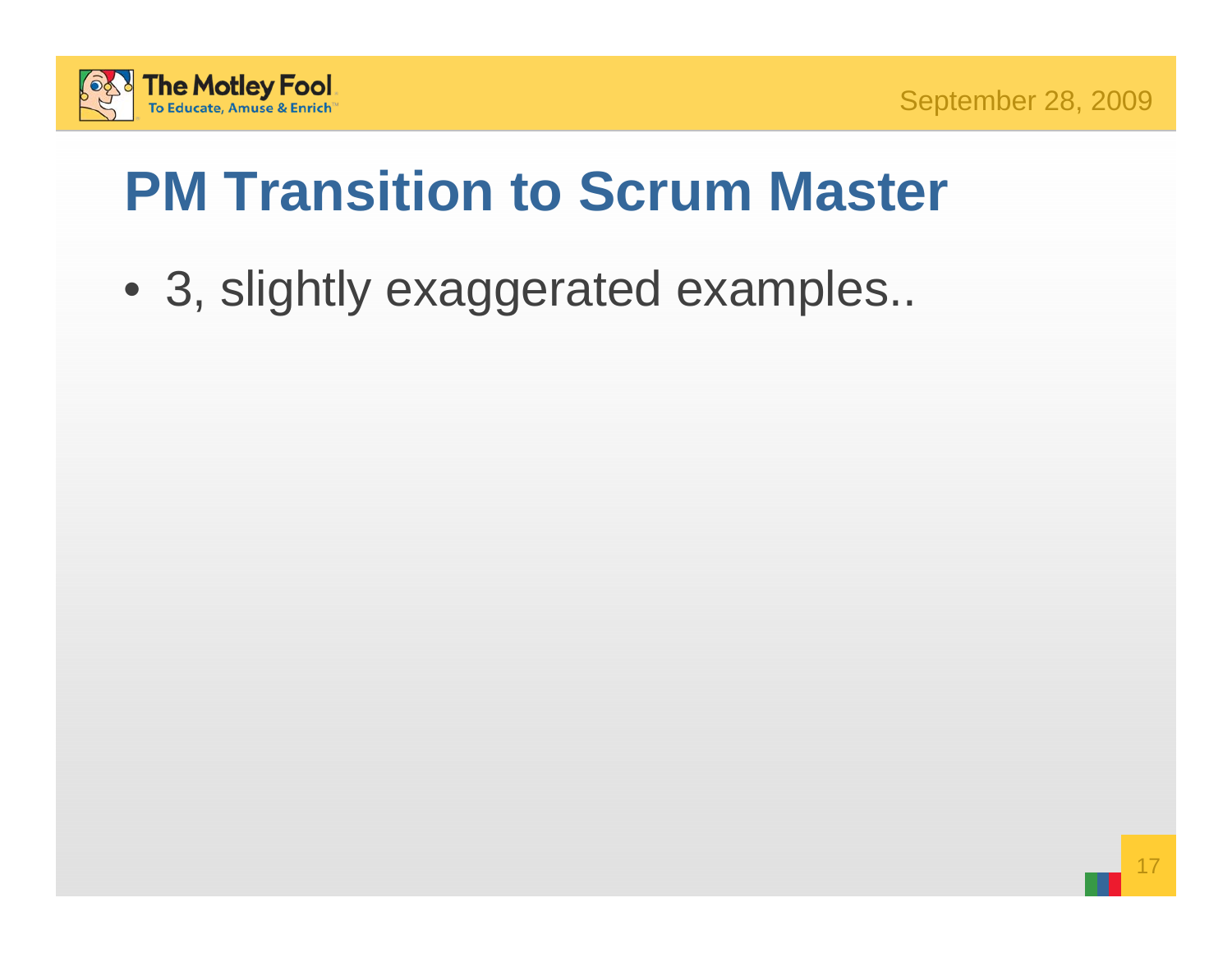# PM Transition to Scrum Master

- 3, slightly exaggerated examples..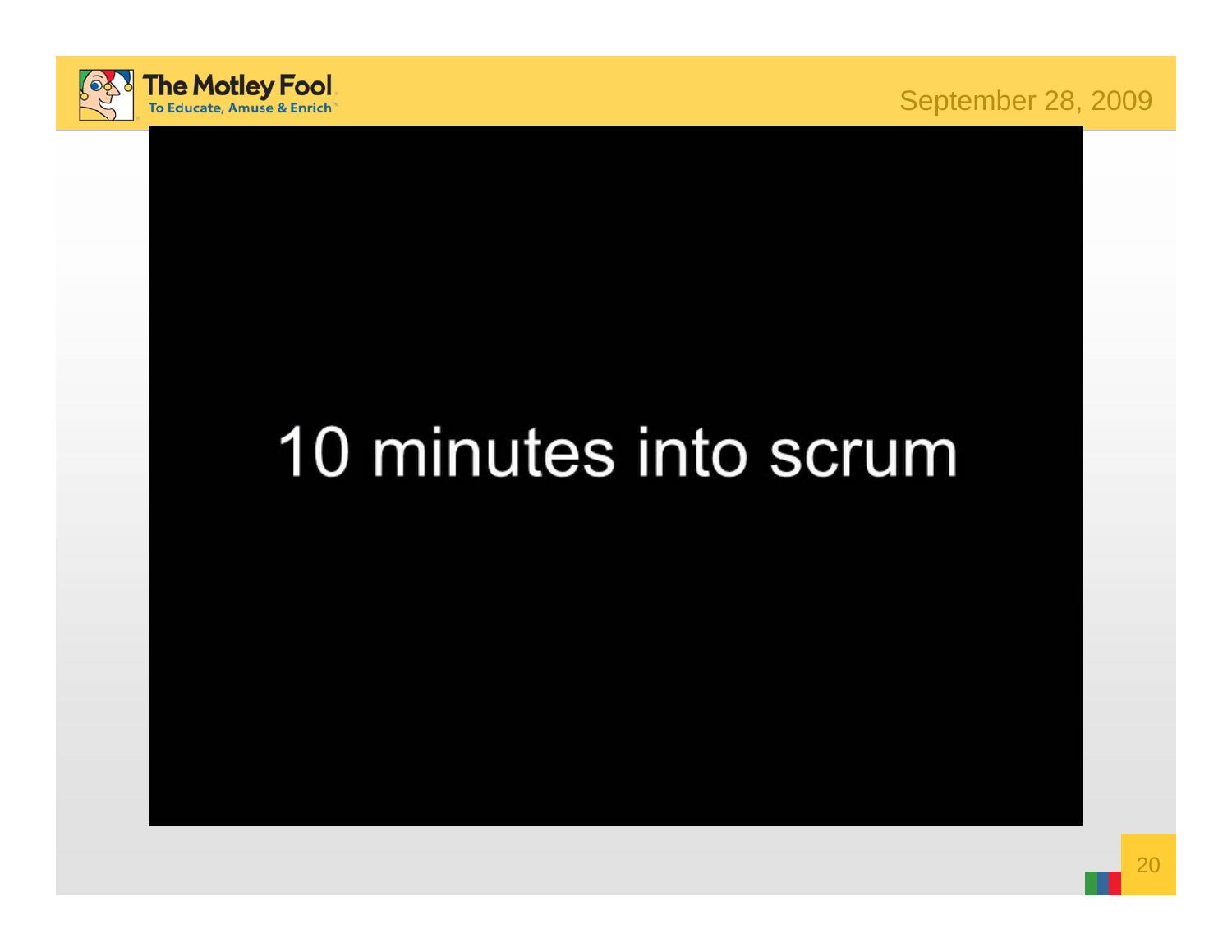10 minutes into scrum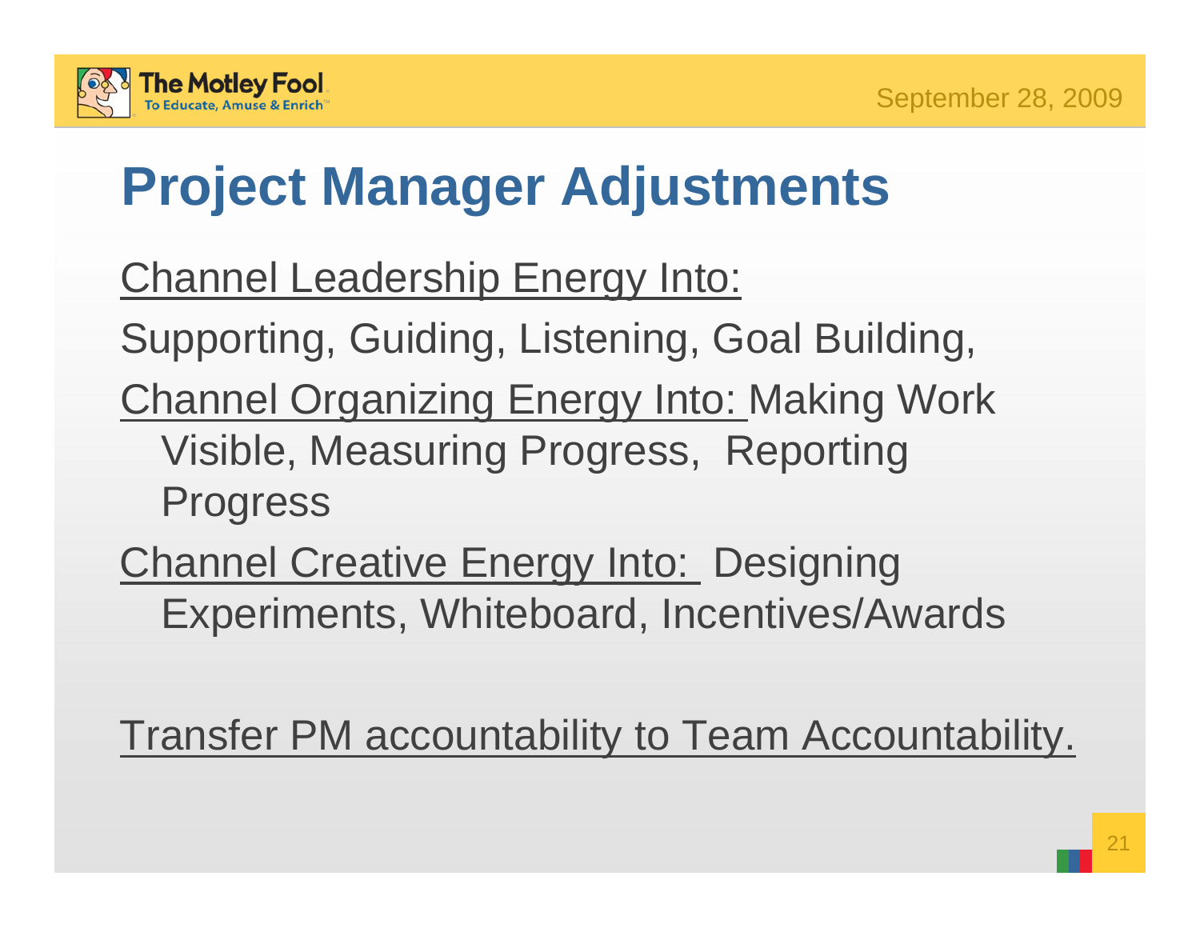# Project Manager Adjustments

<u>Channel Leadership Energy Into:</u>

Supporting, Guiding, Listening, Goal Building,

<u>Channel Organizing Energy Into:</u> Making Work Visible, Measuring Progress, Reporting Progress

<u>Channel Creative Energy Into:</u> Designing Experiments, Whiteboard, Incentives/Awards

<u>Transfer PM accountability to Team Accountability.</u>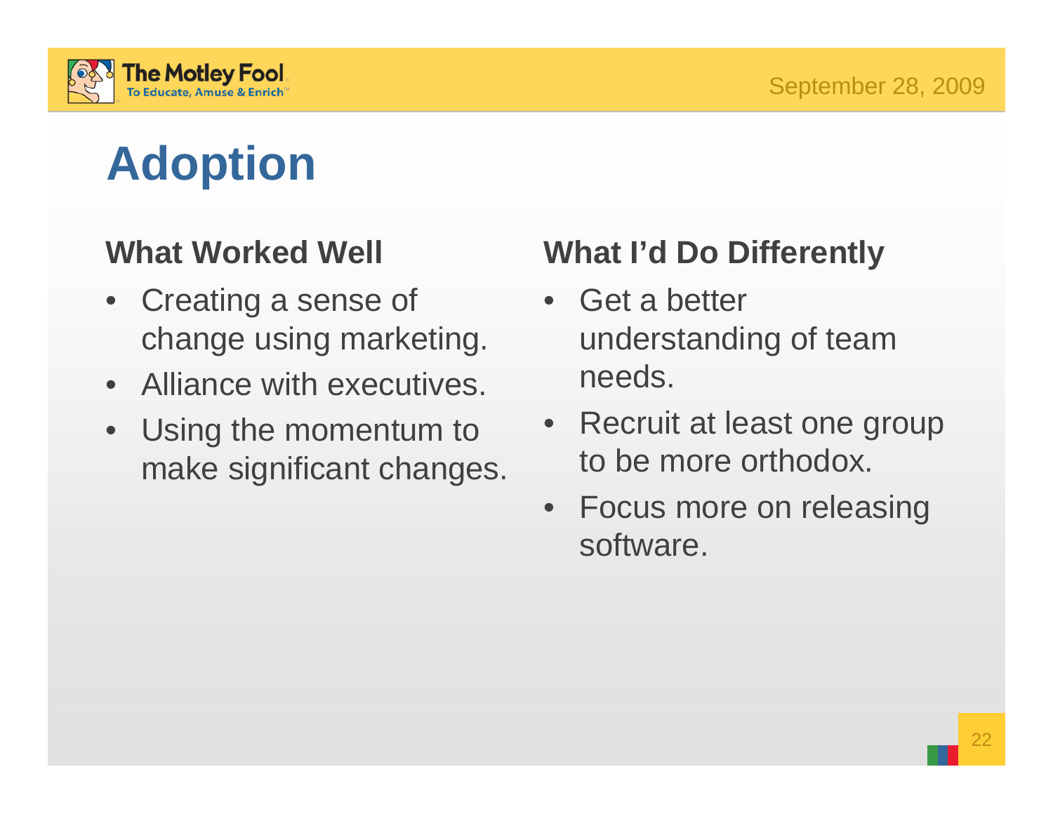# Adoption

## What Worked Well

- Creating a sense of change using marketing.
- Alliance with executives.
- Using the momentum to make significant changes.

## What I'd Do Differently

- Get a better understanding of team needs.
- Recruit at least one group to be more orthodox.
- Focus more on releasing software.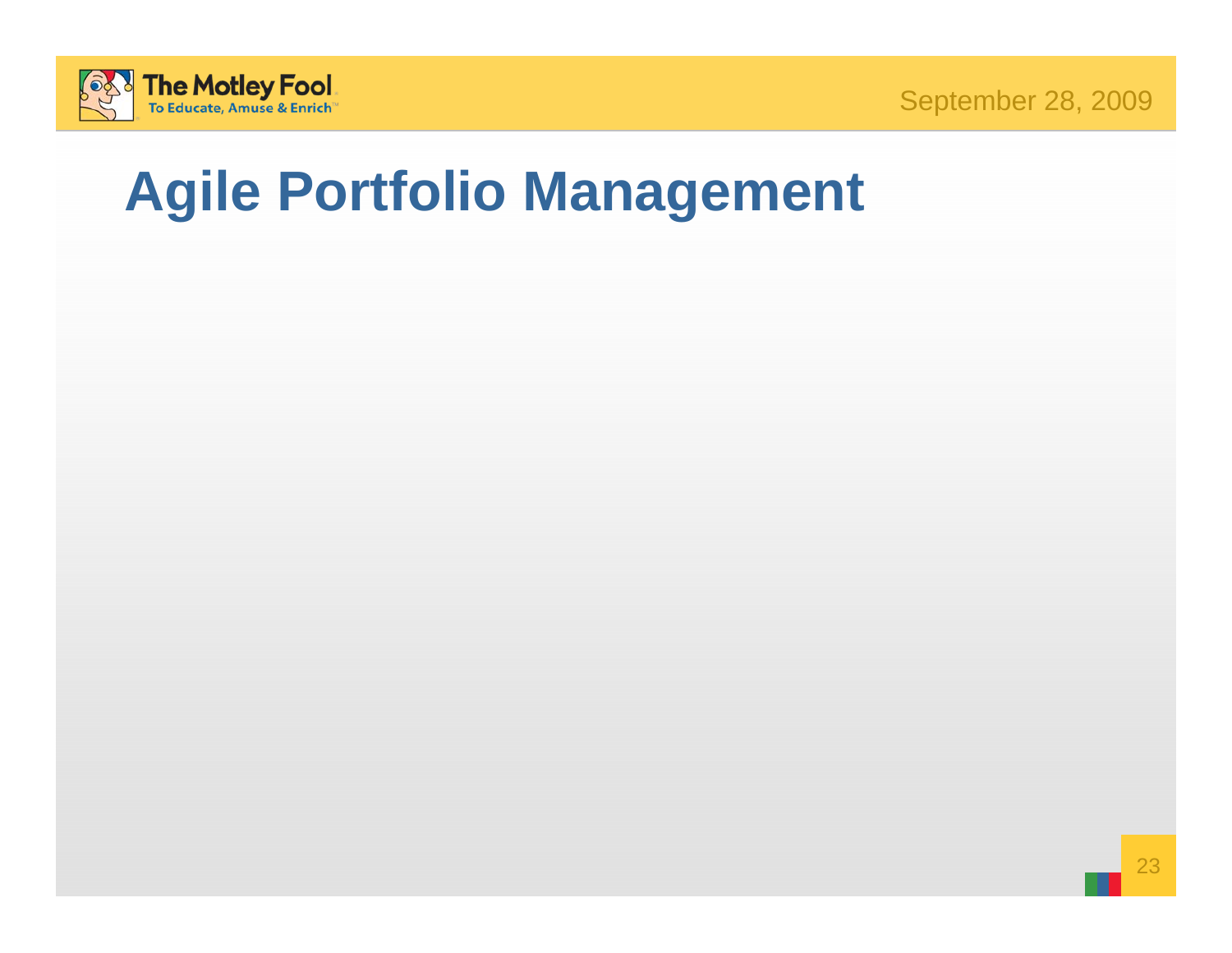# Agile Portfolio Management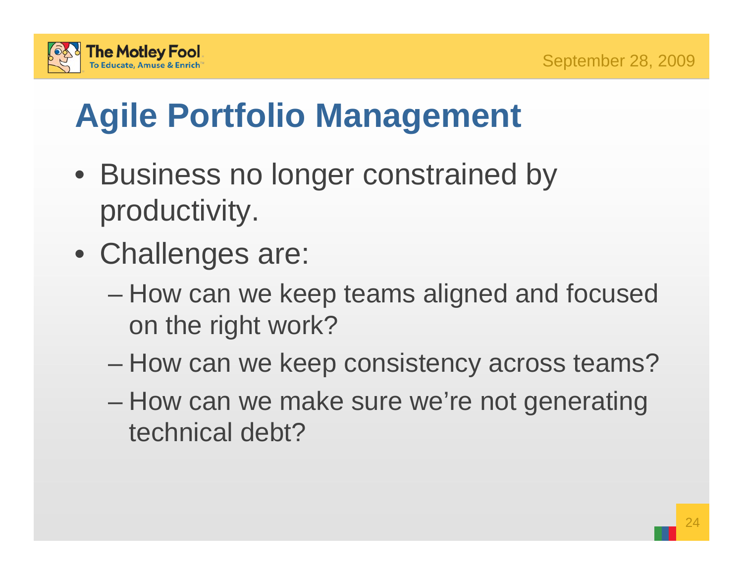# Agile Portfolio Management

- Business no longer constrained by productivity.
- Challenges are:
  - How can we keep teams aligned and focused on the right work?
  - How can we keep consistency across teams?
  - How can we make sure we're not generating technical debt?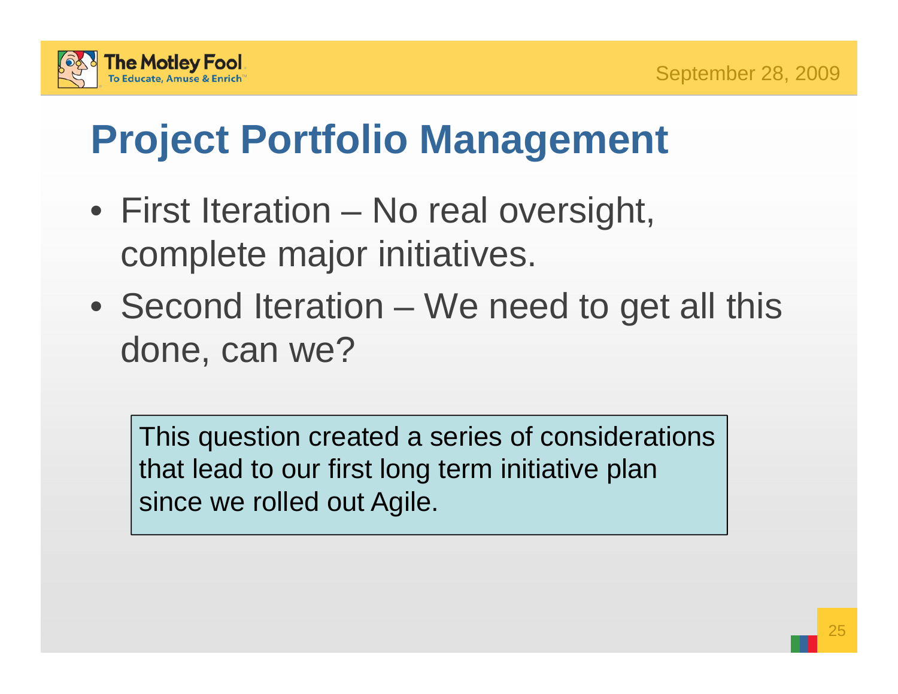# Project Portfolio Management

- First Iteration – No real oversight, complete major initiatives.
- Second Iteration – We need to get all this done, can we?

This question created a series of considerations that lead to our first long term initiative plan since we rolled out Agile.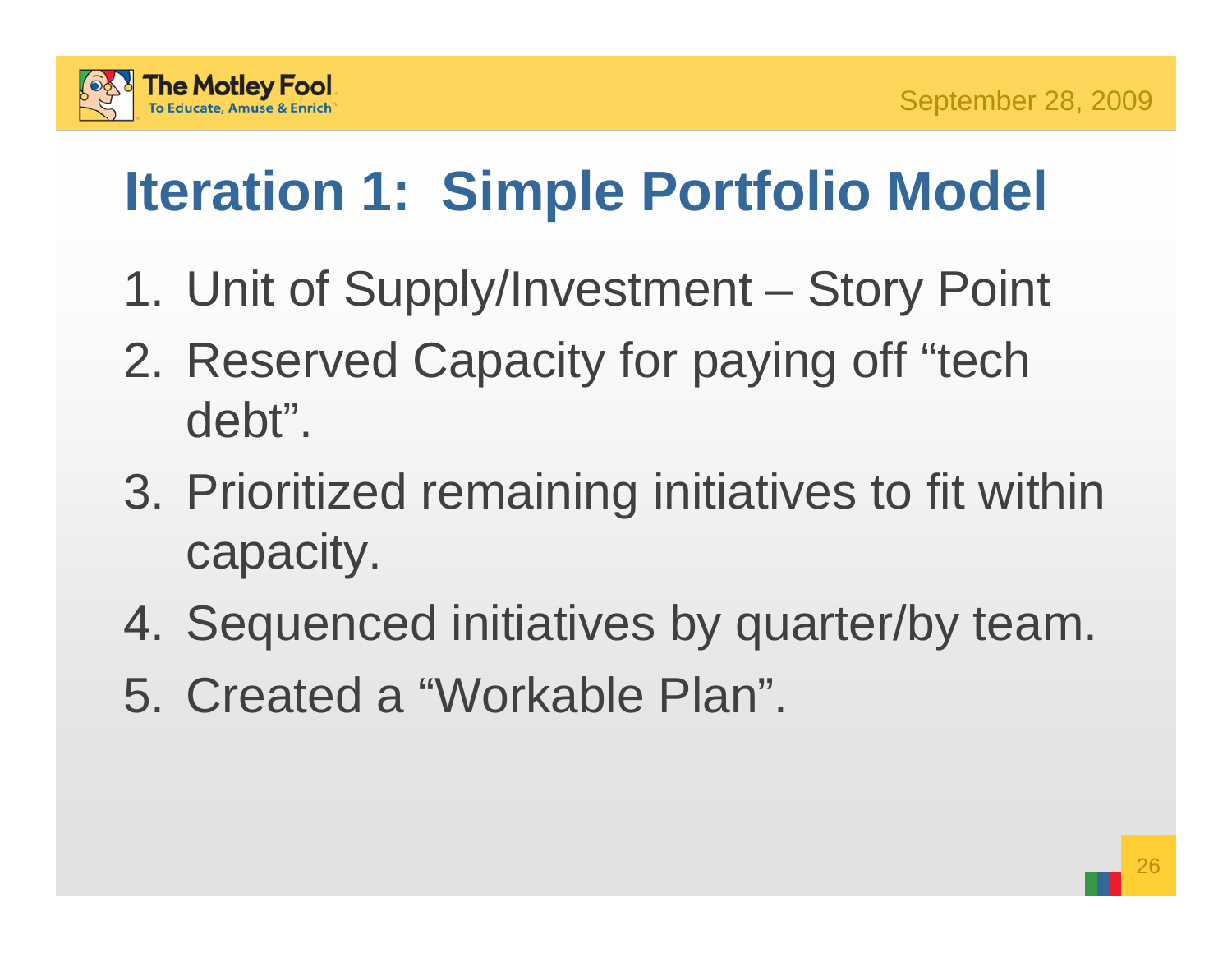# Iteration 1:  Simple Portfolio Model

1. Unit of Supply/Investment – Story Point
2. Reserved Capacity for paying off “tech debt”.
3. Prioritized remaining initiatives to fit within capacity.
4. Sequenced initiatives by quarter/by team.
5. Created a “Workable Plan”.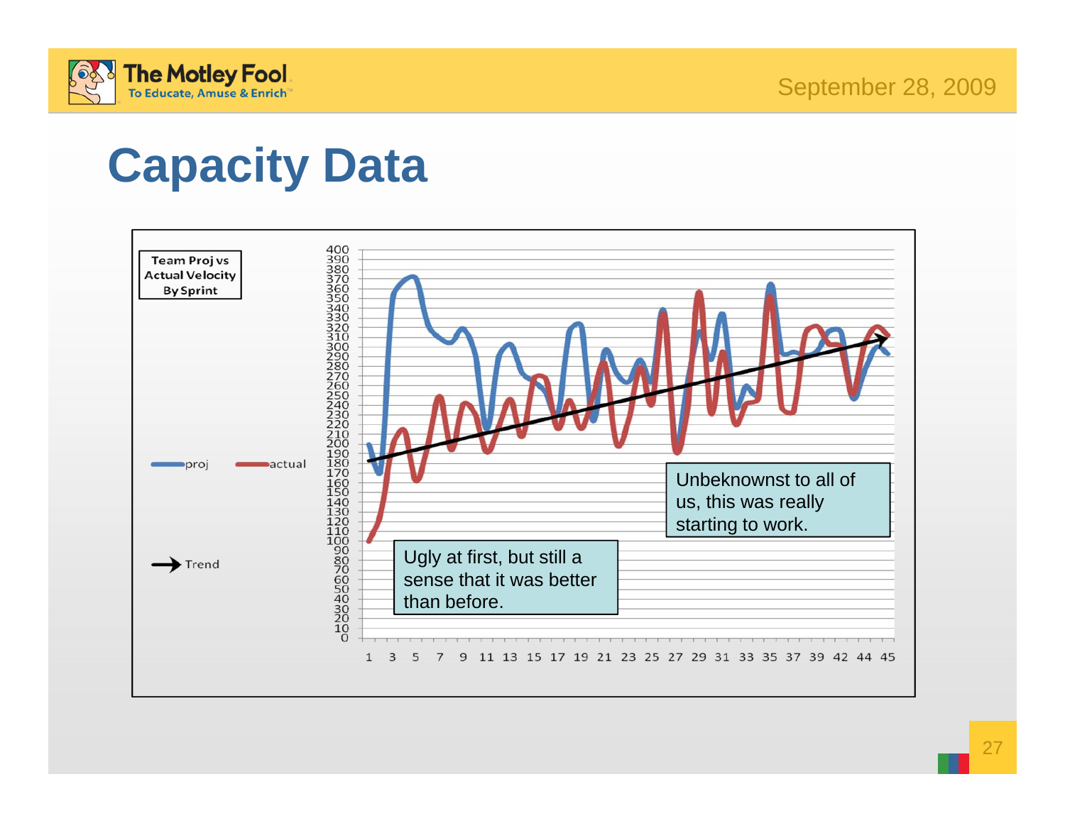# Capacity Data

Team Proj vs Actual Velocity By Sprint

proj — actual — Trend

Ugly at first, but still a sense that it was better than before.

Unbeknownst to all of us, this was really starting to work.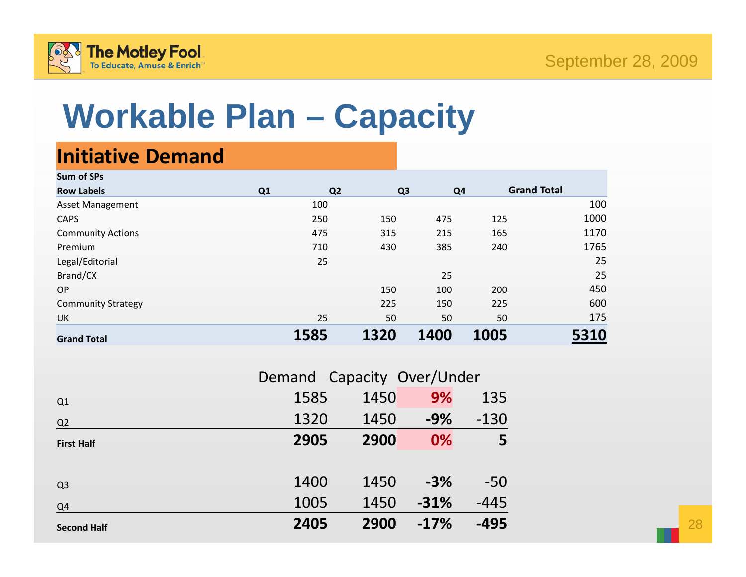# Workable Plan – Capacity

## Initiative Demand

| Sum of SPs | | | | | |
|---|---|---|---|---|---|
| **Row Labels** | **Q1** | **Q2** | **Q3** | **Q4** | **Grand Total** |
| Asset Management | 100 | | | | 100 |
| CAPS | 250 | 150 | 475 | 125 | 1000 |
| Community Actions | 475 | 315 | 215 | 165 | 1170 |
| Premium | 710 | 430 | 385 | 240 | 1765 |
| Legal/Editorial | 25 | | | | 25 |
| Brand/CX | | | 25 | | 25 |
| OP | | 150 | 100 | 200 | 450 |
| Community Strategy | | 225 | 150 | 225 | 600 |
| UK | 25 | 50 | 50 | 50 | 175 |
| **Grand Total** | **1585** | **1320** | **1400** | **1005** | **5310** |

| | Demand | Capacity | Over/Under | |
|---|---|---|---|---|
| Q1 | 1585 | 1450 | **9%** | 135 |
| Q2 | 1320 | 1450 | **-9%** | -130 |
| **First Half** | **2905** | **2900** | **0%** | **5** |
| | | | | |
| Q3 | 1400 | 1450 | **-3%** | -50 |
| Q4 | 1005 | 1450 | **-31%** | -445 |
| **Second Half** | **2405** | **2900** | **-17%** | **-495** |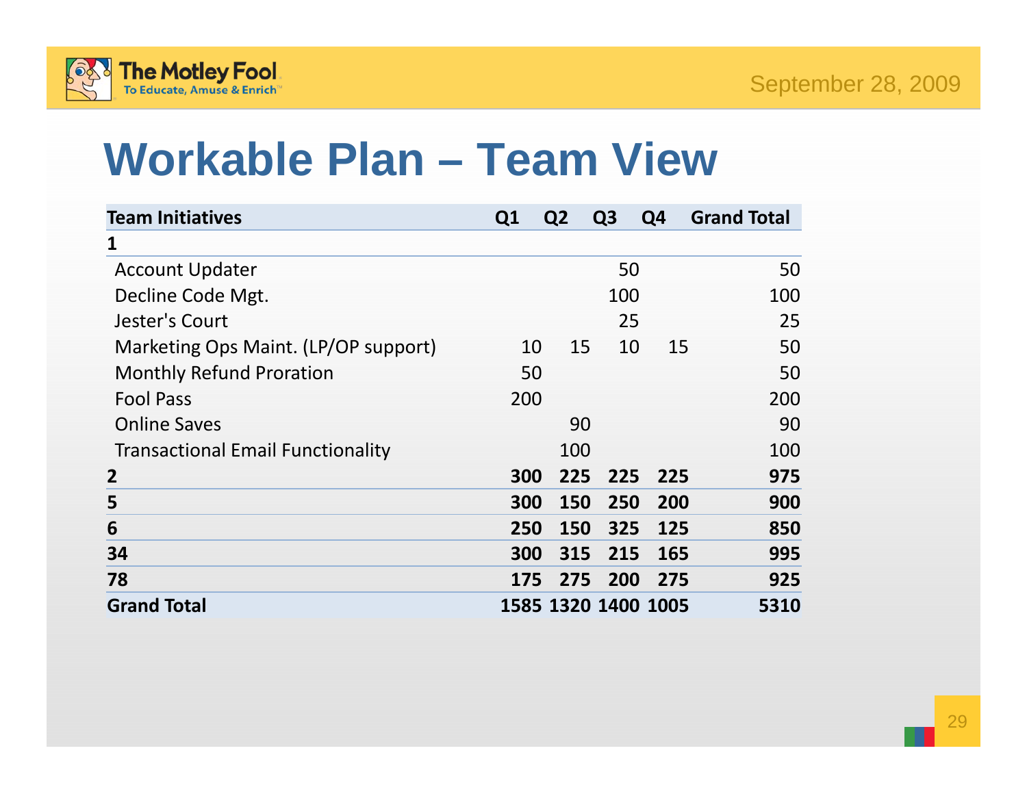# Workable Plan – Team View

| Team Initiatives | Q1 | Q2 | Q3 | Q4 | Grand Total |
|---|---|---|---|---|---|
| **1** | | | | | |
| Account Updater | | | 50 | | 50 |
| Decline Code Mgt. | | | 100 | | 100 |
| Jester's Court | | | 25 | | 25 |
| Marketing Ops Maint. (LP/OP support) | 10 | 15 | 10 | 15 | 50 |
| Monthly Refund Proration | 50 | | | | 50 |
| Fool Pass | 200 | | | | 200 |
| Online Saves | | 90 | | | 90 |
| Transactional Email Functionality | | 100 | | | 100 |
| **2** | **300** | **225** | **225** | **225** | **975** |
| **5** | **300** | **150** | **250** | **200** | **900** |
| **6** | **250** | **150** | **325** | **125** | **850** |
| **34** | **300** | **315** | **215** | **165** | **995** |
| **78** | **175** | **275** | **200** | **275** | **925** |
| **Grand Total** | **1585** | **1320** | **1400** | **1005** | **5310** |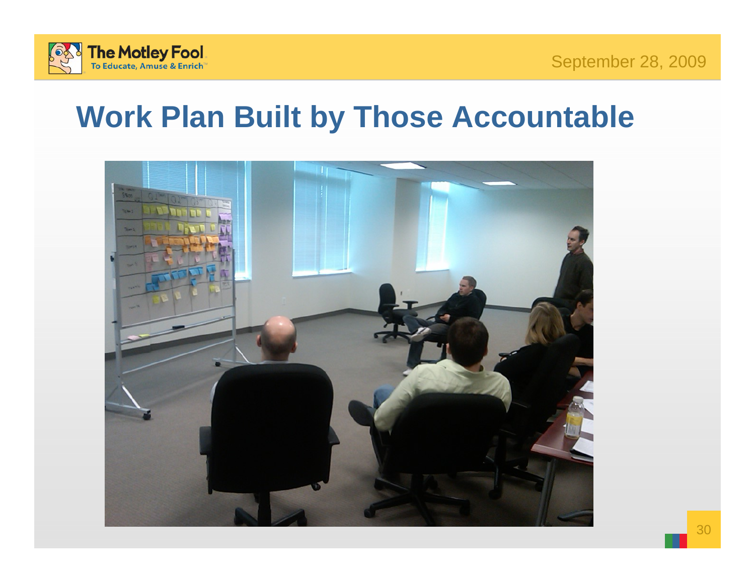# Work Plan Built by Those Accountable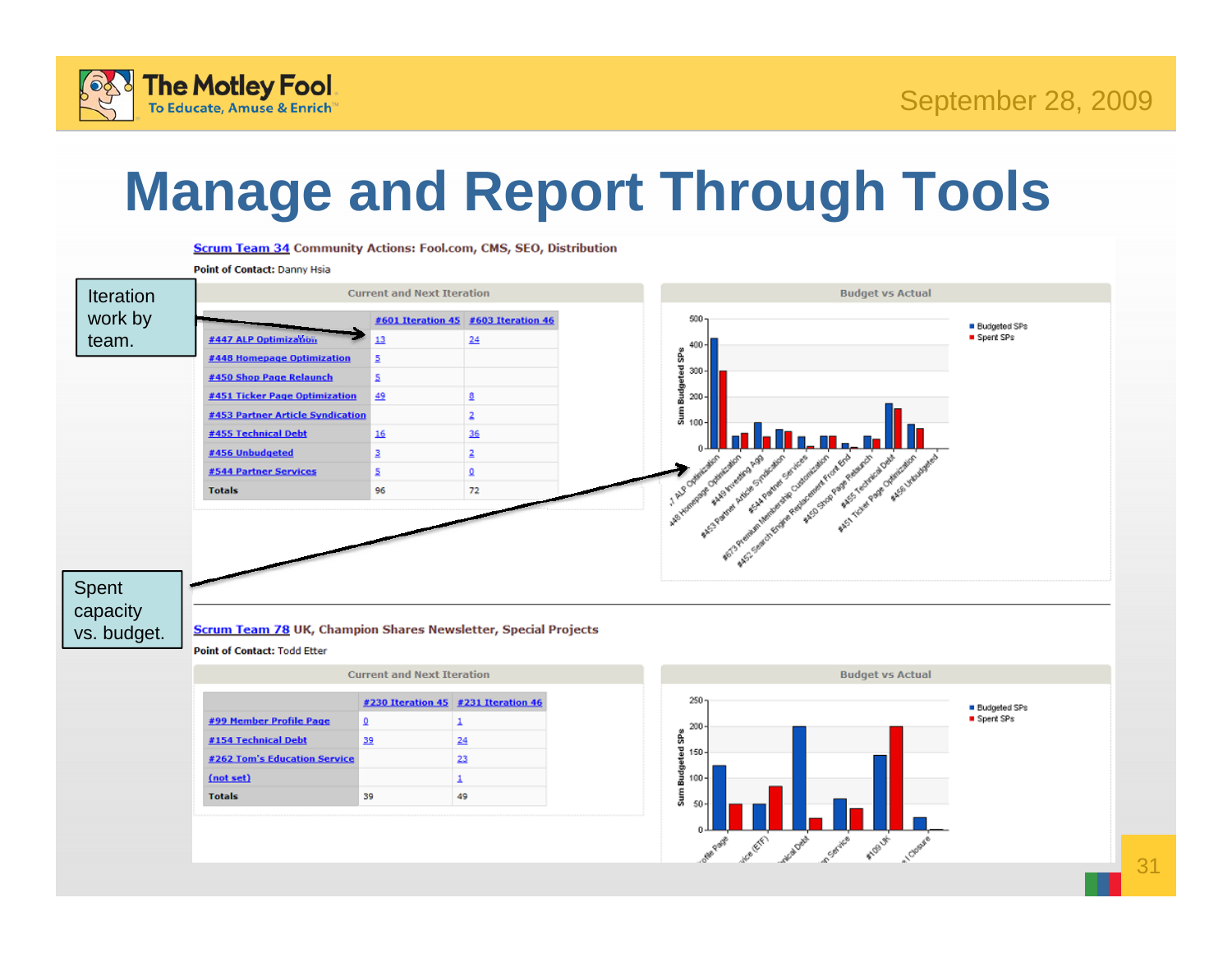# Manage and Report Through Tools

Iteration work by team.

Spent capacity vs. budget.

**Scrum Team 34** Community Actions: Fool.com, CMS, SEO, Distribution

**Point of Contact:** Danny Hsia

Current and Next Iteration

| | #601 Iteration 45 | #603 Iteration 46 |
|---|---|---|
| #447 ALP Optimization | 13 | 24 |
| #448 Homepage Optimization | 5 | |
| #450 Shop Page Relaunch | 5 | |
| #451 Ticker Page Optimization | 49 | 8 |
| #453 Partner Article Syndication | | 2 |
| #455 Technical Debt | 16 | 36 |
| #456 Unbudgeted | 3 | 2 |
| #544 Partner Services | 5 | 0 |
| Totals | 96 | 72 |

Budget vs Actual

**Scrum Team 78** UK, Champion Shares Newsletter, Special Projects

**Point of Contact:** Todd Etter

Current and Next Iteration

| | #230 Iteration 45 | #231 Iteration 46 |
|---|---|---|
| #99 Member Profile Page | 0 | 1 |
| #154 Technical Debt | 39 | 24 |
| #262 Tom's Education Service | | 23 |
| (not set) | | 1 |
| Totals | 39 | 49 |

Budget vs Actual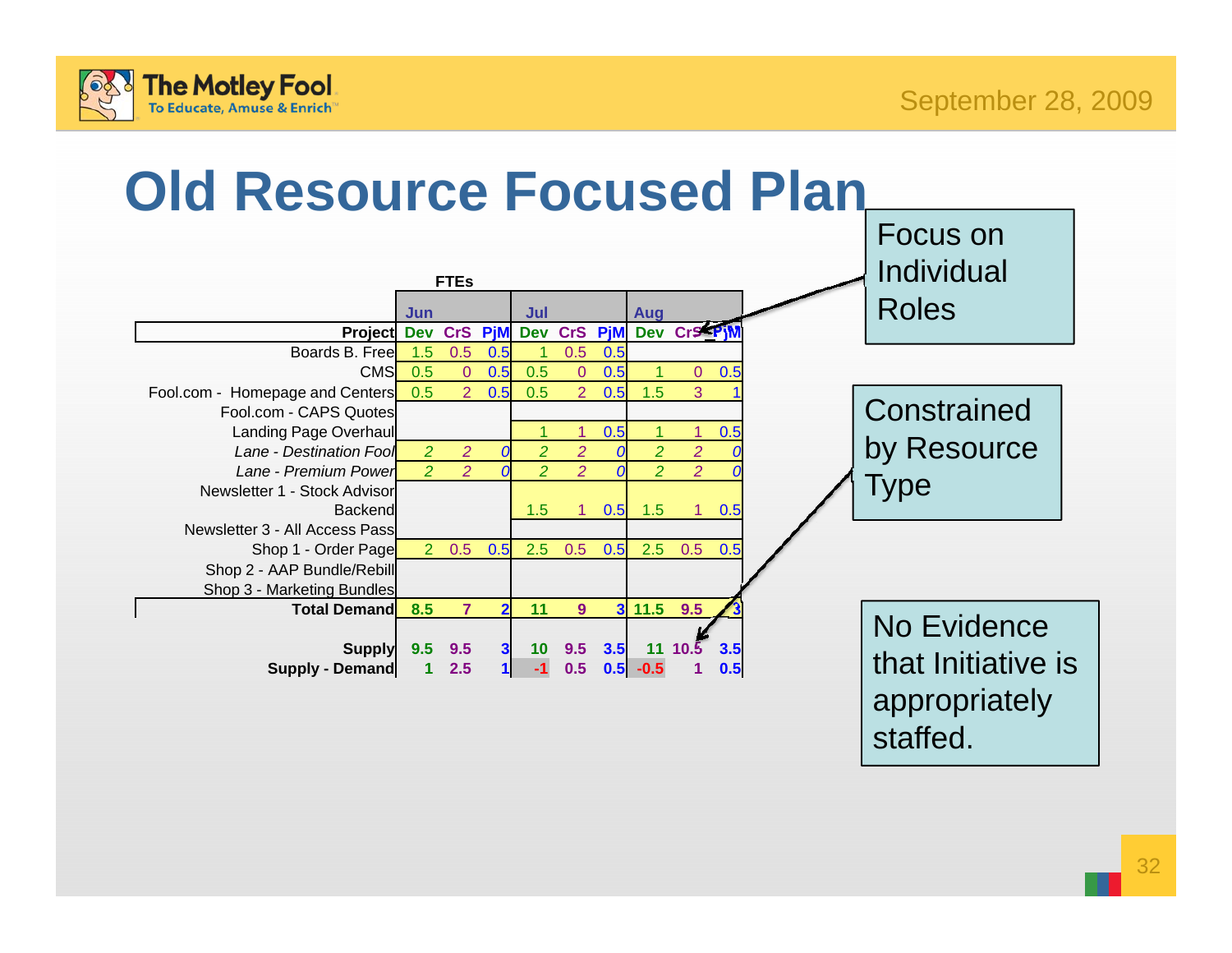# Old Resource Focused Plan

**FTEs**

| Project | Jun Dev | Jun CrS | Jun PjM | Jul Dev | Jul CrS | Jul PjM | Aug Dev | Aug CrS | Aug PjM |
|---|---|---|---|---|---|---|---|---|---|
| Boards B. Free | 1.5 | 0.5 | 0.5 | 1 | 0.5 | 0.5 | | | |
| CMS | 0.5 | 0 | 0.5 | 0.5 | 0 | 0.5 | 1 | 0 | 0.5 |
| Fool.com - Homepage and Centers | 0.5 | 2 | 0.5 | 0.5 | 2 | 0.5 | 1.5 | 3 | 1 |
| Fool.com - CAPS Quotes | | | | | | | | | |
| Landing Page Overhaul | | | | 1 | 1 | 0.5 | 1 | 1 | 0.5 |
| *Lane - Destination Fool* | *2* | *2* | *0* | *2* | *2* | *0* | *2* | *2* | *0* |
| *Lane - Premium Power* | *2* | *2* | *0* | *2* | *2* | *0* | *2* | *2* | *0* |
| Newsletter 1 - Stock Advisor Backend | | | | 1.5 | 1 | 0.5 | 1.5 | 1 | 0.5 |
| Newsletter 3 - All Access Pass | | | | | | | | | |
| Shop 1 - Order Page | 2 | 0.5 | 0.5 | 2.5 | 0.5 | 0.5 | 2.5 | 0.5 | 0.5 |
| Shop 2 - AAP Bundle/Rebill | | | | | | | | | |
| Shop 3 - Marketing Bundles | | | | | | | | | |
| **Total Demand** | **8.5** | **7** | **2** | **11** | **9** | **3** | **11.5** | **9.5** | **3** |
| **Supply** | **9.5** | **9.5** | **3** | **10** | **9.5** | **3.5** | **11** | **10.5** | **3.5** |
| **Supply - Demand** | **1** | **2.5** | **1** | **-1** | **0.5** | **0.5** | **-0.5** | **1** | **0.5** |

Focus on Individual Roles

Constrained by Resource Type

No Evidence that Initiative is appropriately staffed.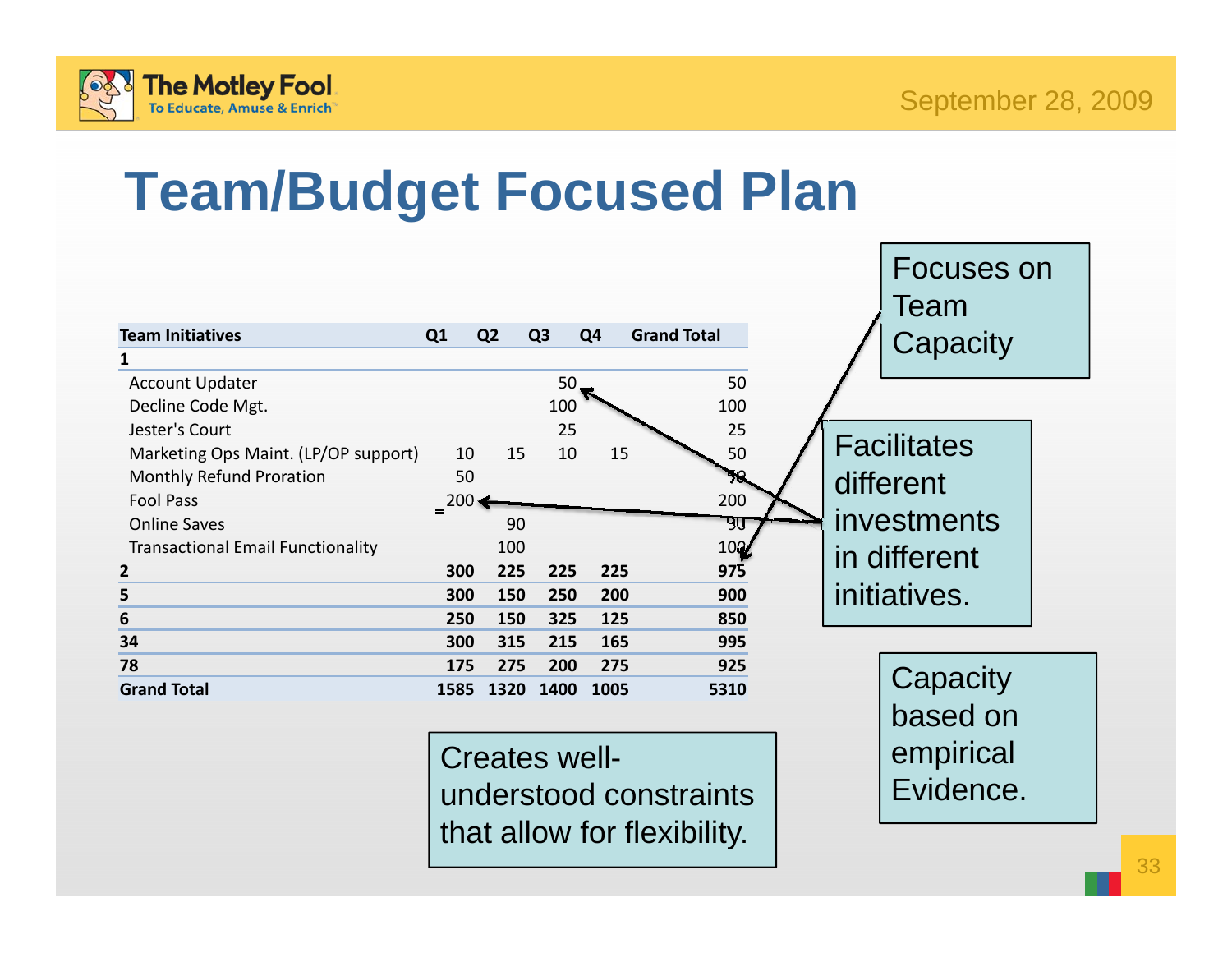# Team/Budget Focused Plan

| Team Initiatives | Q1 | Q2 | Q3 | Q4 | Grand Total |
|---|---|---|---|---|---|
| **1** | | | | | |
| Account Updater | | | 50 | | 50 |
| Decline Code Mgt. | | | 100 | | 100 |
| Jester's Court | | | 25 | | 25 |
| Marketing Ops Maint. (LP/OP support) | 10 | 15 | 10 | 15 | 50 |
| Monthly Refund Proration | 50 | | | | 50 |
| Fool Pass | 200 | | | | 200 |
| Online Saves | | 90 | | | 90 |
| Transactional Email Functionality | | 100 | | | 100 |
| **2** | **300** | **225** | **225** | **225** | **975** |
| **5** | **300** | **150** | **250** | **200** | **900** |
| **6** | **250** | **150** | **325** | **125** | **850** |
| **34** | **300** | **315** | **215** | **165** | **995** |
| **78** | **175** | **275** | **200** | **275** | **925** |
| **Grand Total** | **1585** | **1320** | **1400** | **1005** | **5310** |

Focuses on Team Capacity

Facilitates different investments in different initiatives.

Capacity based on empirical Evidence.

Creates well-understood constraints that allow for flexibility.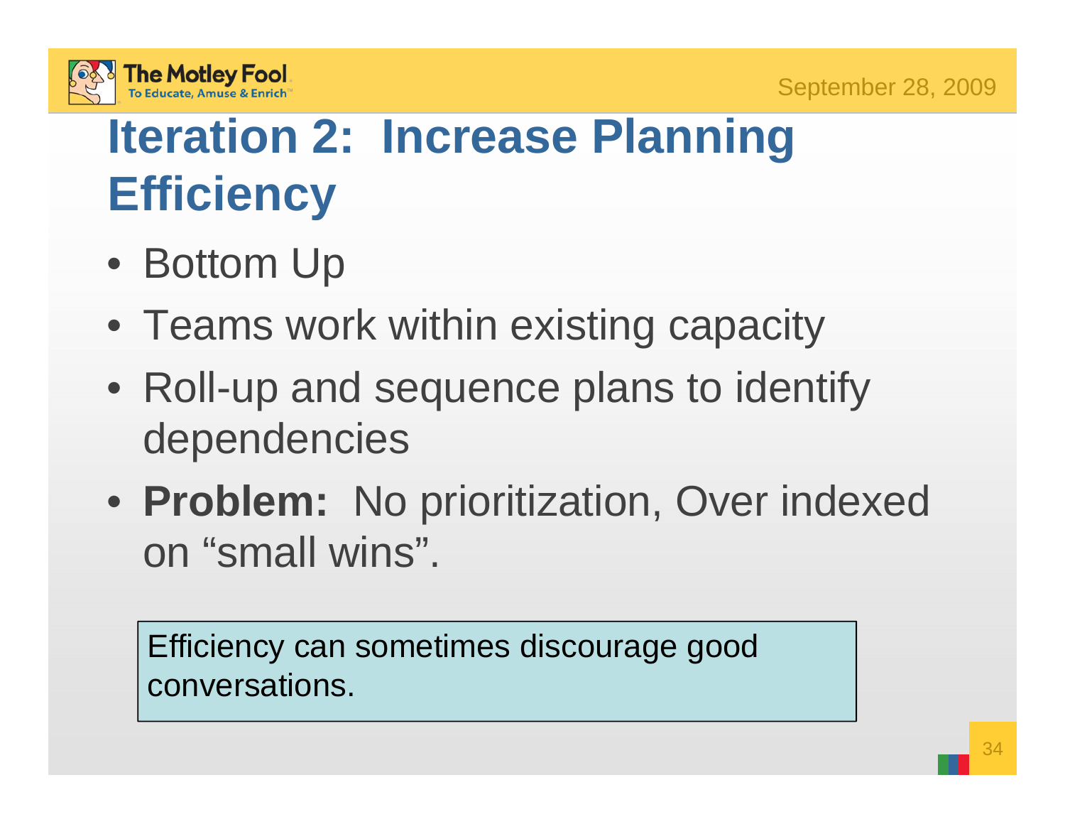# Iteration 2: Increase Planning Efficiency

- Bottom Up
- Teams work within existing capacity
- Roll-up and sequence plans to identify dependencies
- **Problem:** No prioritization, Over indexed on “small wins”.

> Efficiency can sometimes discourage good conversations.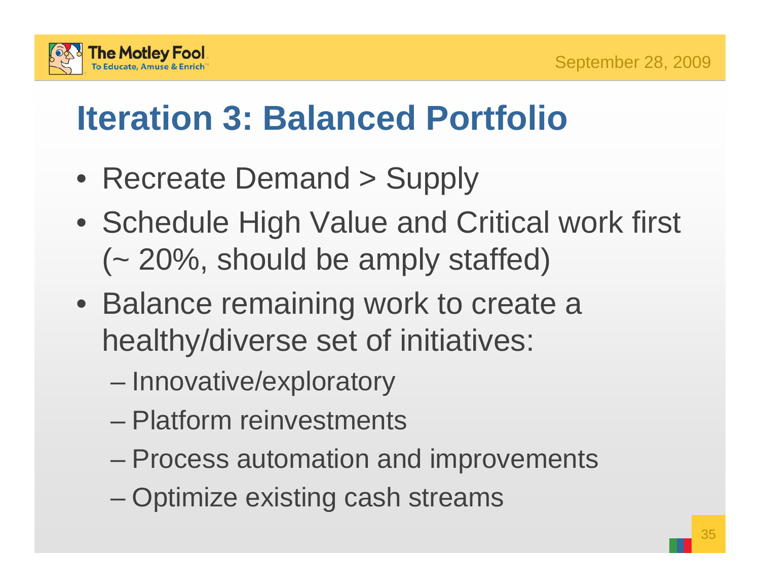# Iteration 3: Balanced Portfolio

- Recreate Demand > Supply
- Schedule High Value and Critical work first (~ 20%, should be amply staffed)
- Balance remaining work to create a healthy/diverse set of initiatives:
  - Innovative/exploratory
  - Platform reinvestments
  - Process automation and improvements
  - Optimize existing cash streams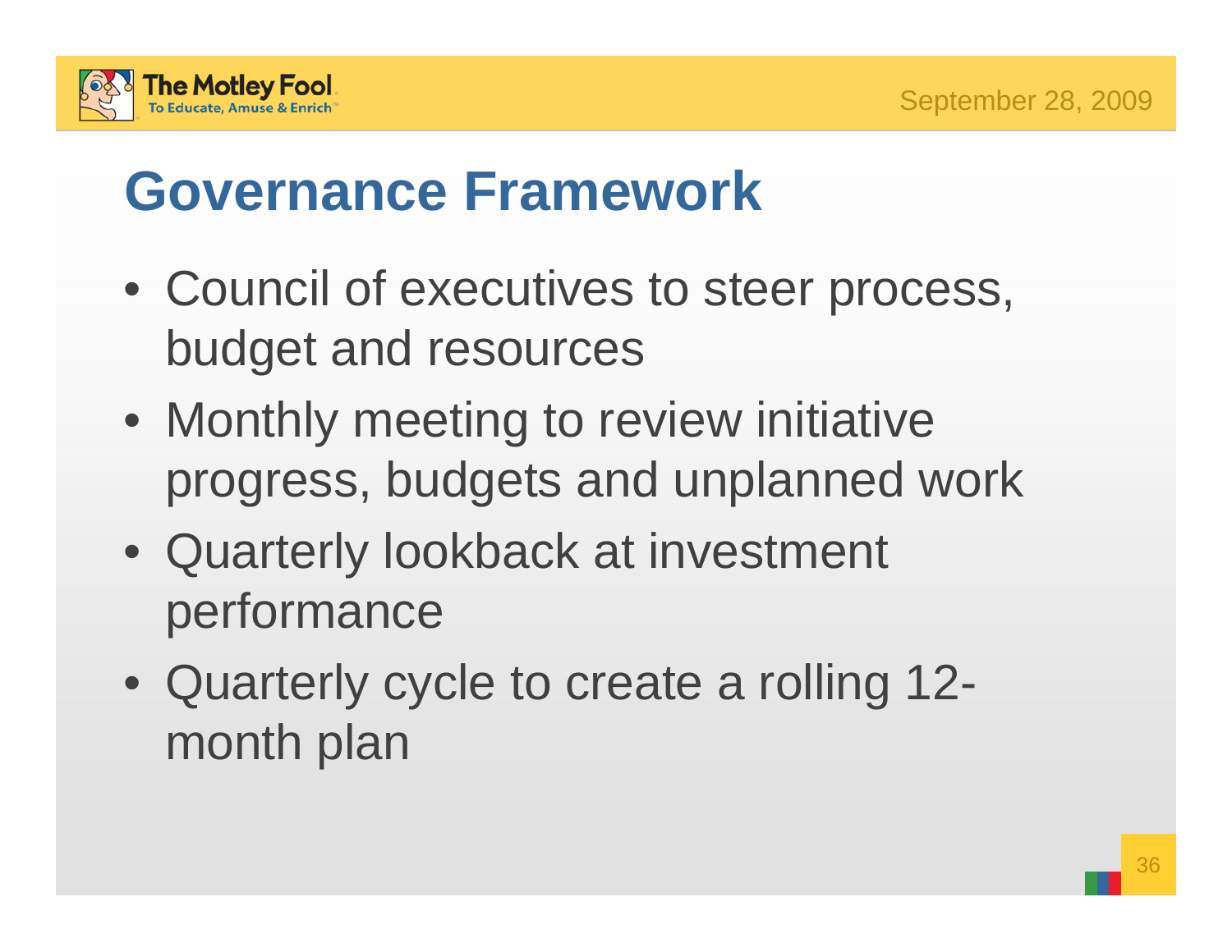# Governance Framework

- Council of executives to steer process, budget and resources
- Monthly meeting to review initiative progress, budgets and unplanned work
- Quarterly lookback at investment performance
- Quarterly cycle to create a rolling 12-month plan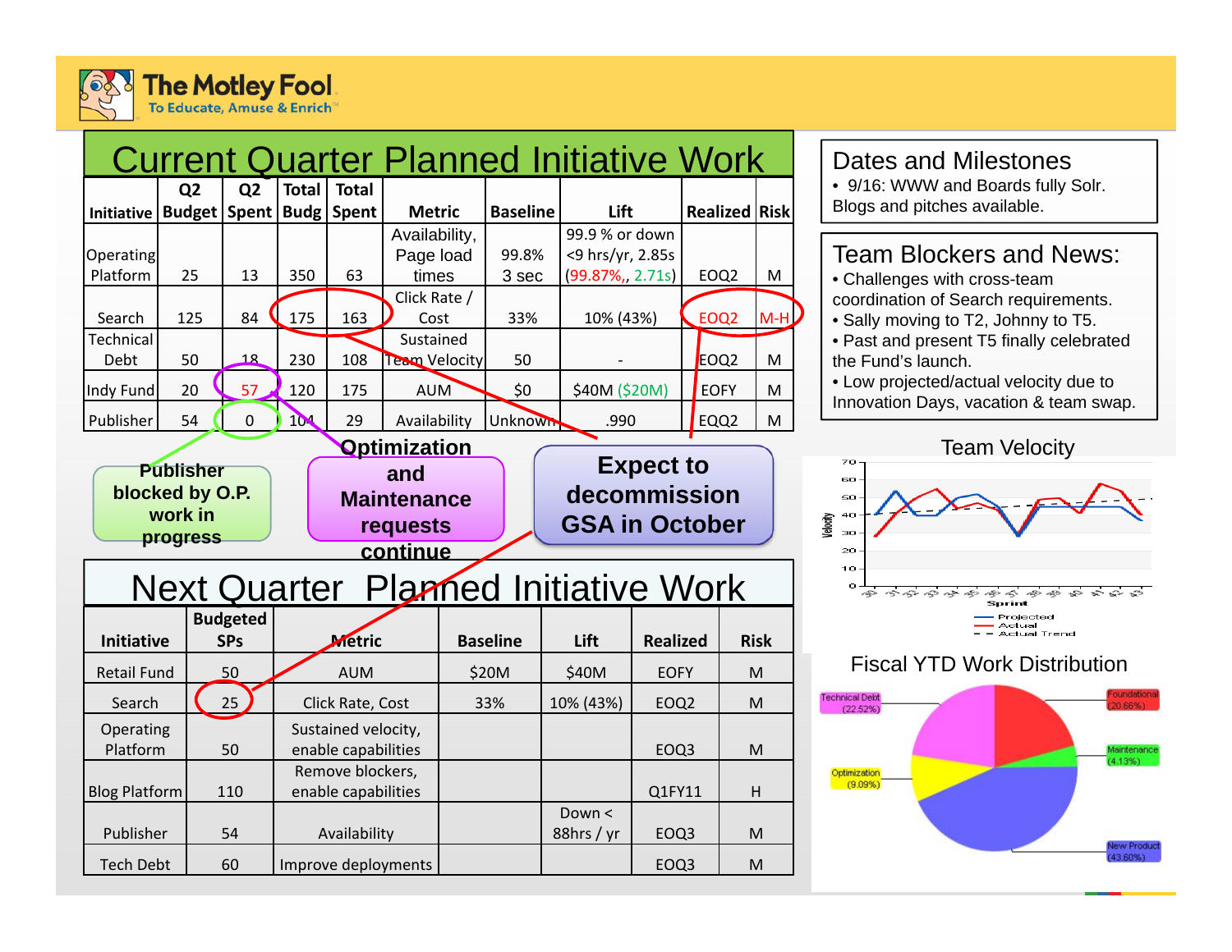The Motley Fool
To Educate, Amuse & Enrich

# Current Quarter Planned Initiative Work

| Initiative | Q2 Budget | Q2 Spent | Total Budg | Total Spent | Metric | Baseline | Lift | Realized | Risk |
|---|---|---|---|---|---|---|---|---|---|
| Operating Platform | 25 | 13 | 350 | 63 | Availability, Page load times | 99.8% 3 sec | 99.9 % or down <9 hrs/yr, 2.85s (99.87%,, 2.71s) | EOQ2 | M |
| Search | 125 | 84 | 175 | 163 | Click Rate / Cost | 33% | 10% (43%) | EOQ2 | M-H |
| Technical Debt | 50 | 18 | 230 | 108 | Sustained Team Velocity | 50 | - | EOQ2 | M |
| Indy Fund | 20 | 57 | 120 | 175 | AUM | $0 | $40M ($20M) | EOFY | M |
| Publisher | 54 | 0 | 104 | 29 | Availability | Unknown | .990 | EQQ2 | M |

**Publisher blocked by O.P. work in progress**

**Optimization and Maintenance requests continue**

**Expect to decommission GSA in October**

# Next Quarter Planned Initiative Work

| Initiative | Budgeted SPs | Metric | Baseline | Lift | Realized | Risk |
|---|---|---|---|---|---|---|
| Retail Fund | 50 | AUM | $20M | $40M | EOFY | M |
| Search | 25 | Click Rate, Cost | 33% | 10% (43%) | EOQ2 | M |
| Operating Platform | 50 | Sustained velocity, enable capabilities | | | EOQ3 | M |
| Blog Platform | 110 | Remove blockers, enable capabilities | | | Q1FY11 | H |
| Publisher | 54 | Availability | | Down < 88hrs / yr | EOQ3 | M |
| Tech Debt | 60 | Improve deployments | | | EOQ3 | M |

## Dates and Milestones

- 9/16: WWW and Boards fully Solr. Blogs and pitches available.

## Team Blockers and News:

- Challenges with cross-team coordination of Search requirements.
- Sally moving to T2, Johnny to T5.
- Past and present T5 finally celebrated the Fund's launch.
- Low projected/actual velocity due to Innovation Days, vacation & team swap.

## Team Velocity

Velocity chart by Sprint (Projected, Actual, Actual Trend)

## Fiscal YTD Work Distribution

- Technical Debt (22.52%)
- Foundational (20.66%)
- Maintenance (4.13%)
- Optimization (9.09%)
- New Product (43.60%)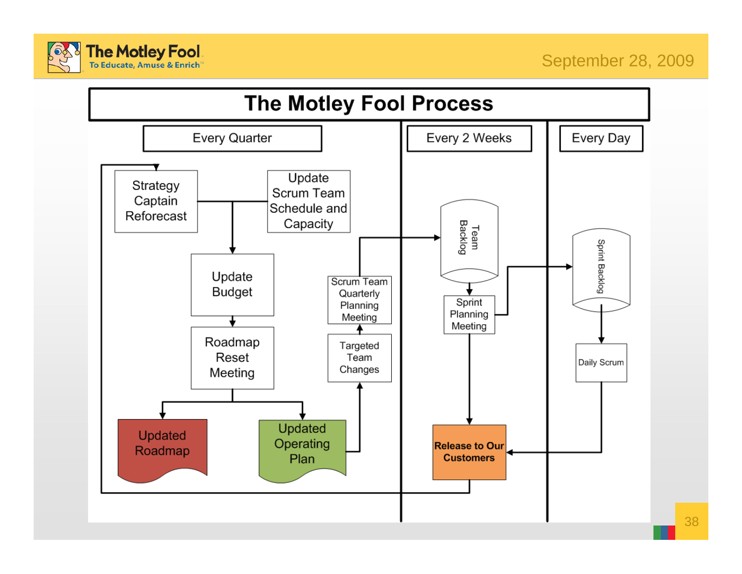# The Motley Fool Process

**Every Quarter**

- Strategy Captain Reforecast
- Update Scrum Team Schedule and Capacity
- Update Budget
- Roadmap Reset Meeting
- Updated Roadmap
- Updated Operating Plan
- Targeted Team Changes
- Scrum Team Quarterly Planning Meeting

**Every 2 Weeks**

- Team Backlog
- Sprint Planning Meeting
- **Release to Our Customers**

**Every Day**

- Sprint Backlog
- Daily Scrum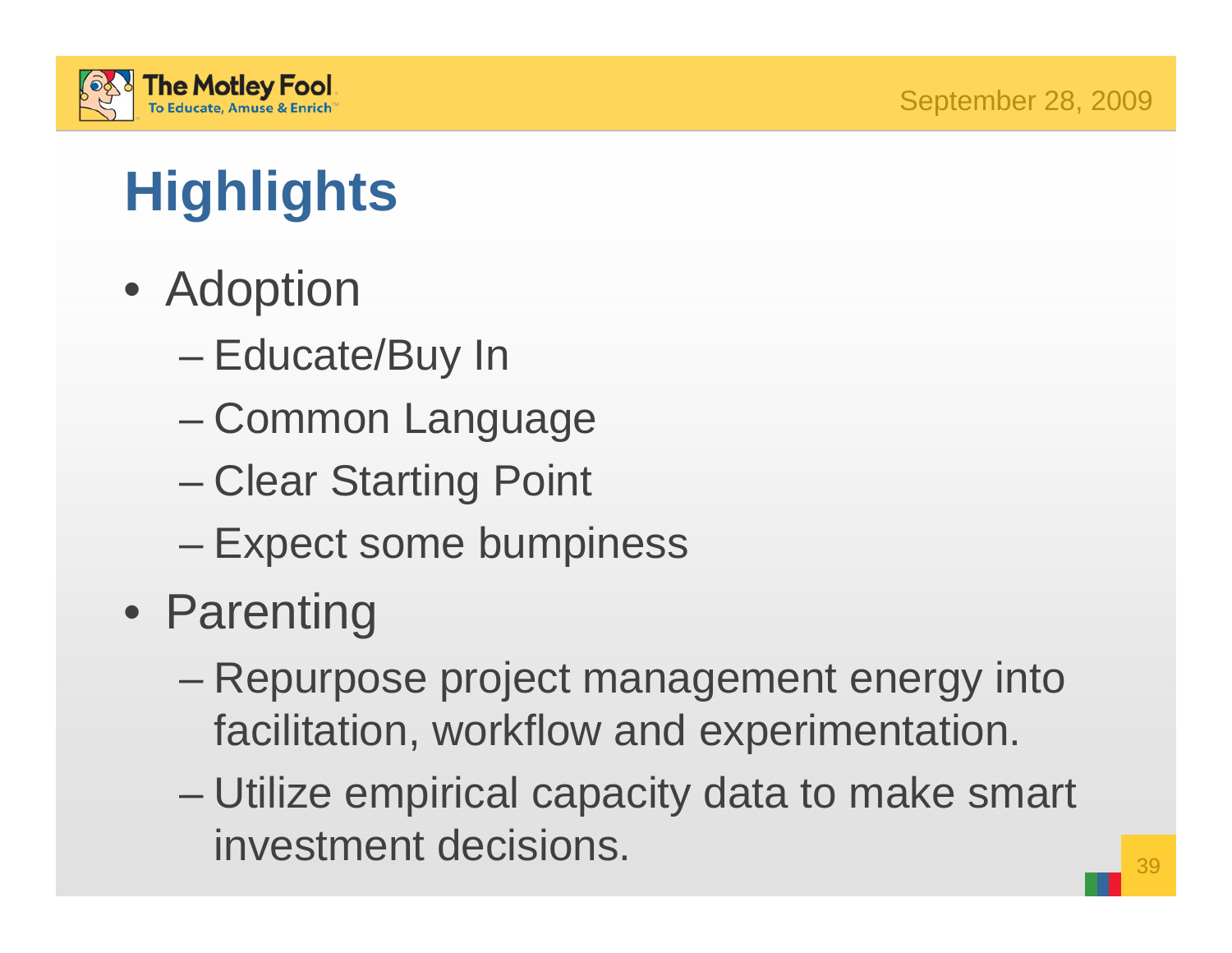# Highlights

- Adoption
  - Educate/Buy In
  - Common Language
  - Clear Starting Point
  - Expect some bumpiness
- Parenting
  - Repurpose project management energy into facilitation, workflow and experimentation.
  - Utilize empirical capacity data to make smart investment decisions.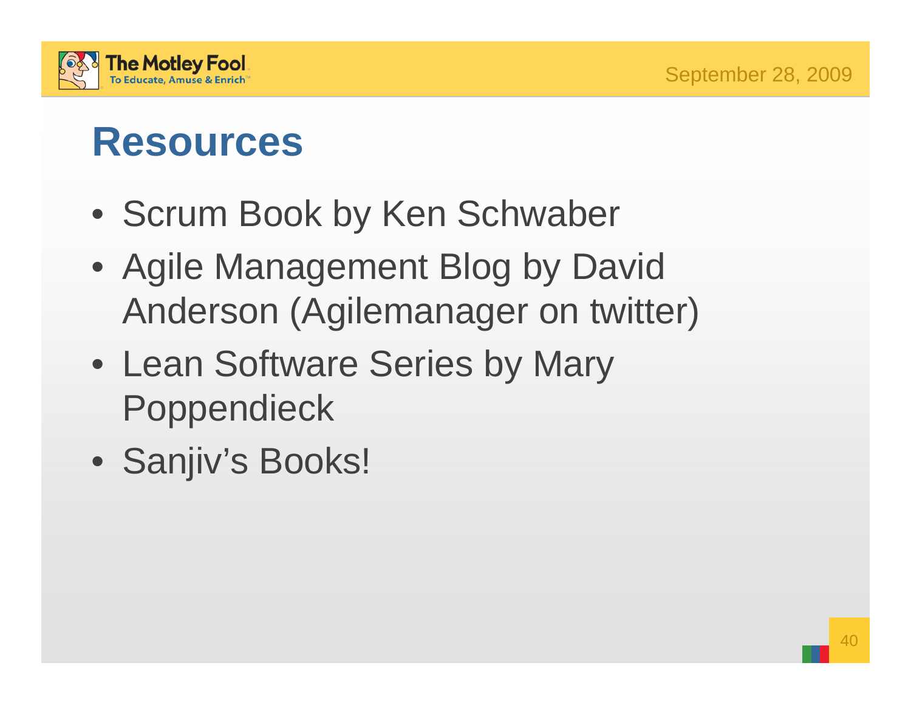# Resources

- Scrum Book by Ken Schwaber
- Agile Management Blog by David Anderson (Agilemanager on twitter)
- Lean Software Series by Mary Poppendieck
- Sanjiv's Books!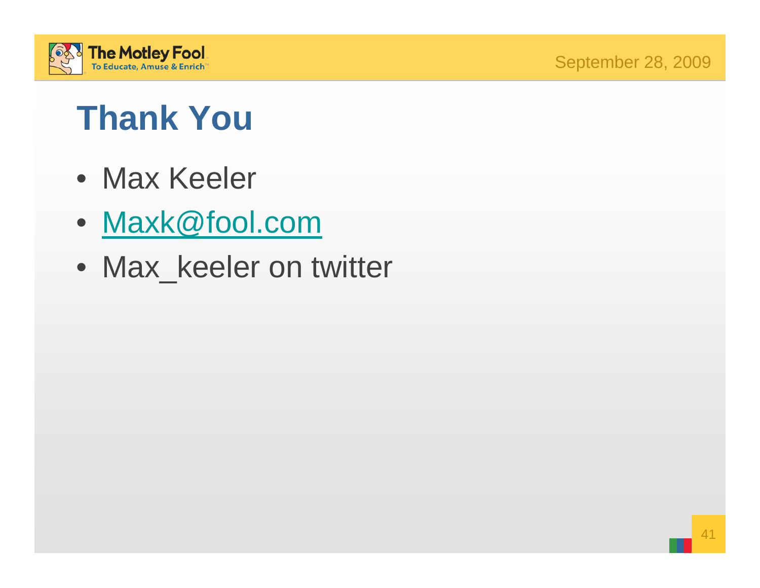# Thank You

- Max Keeler
- Maxk@fool.com
- Max_keeler on twitter